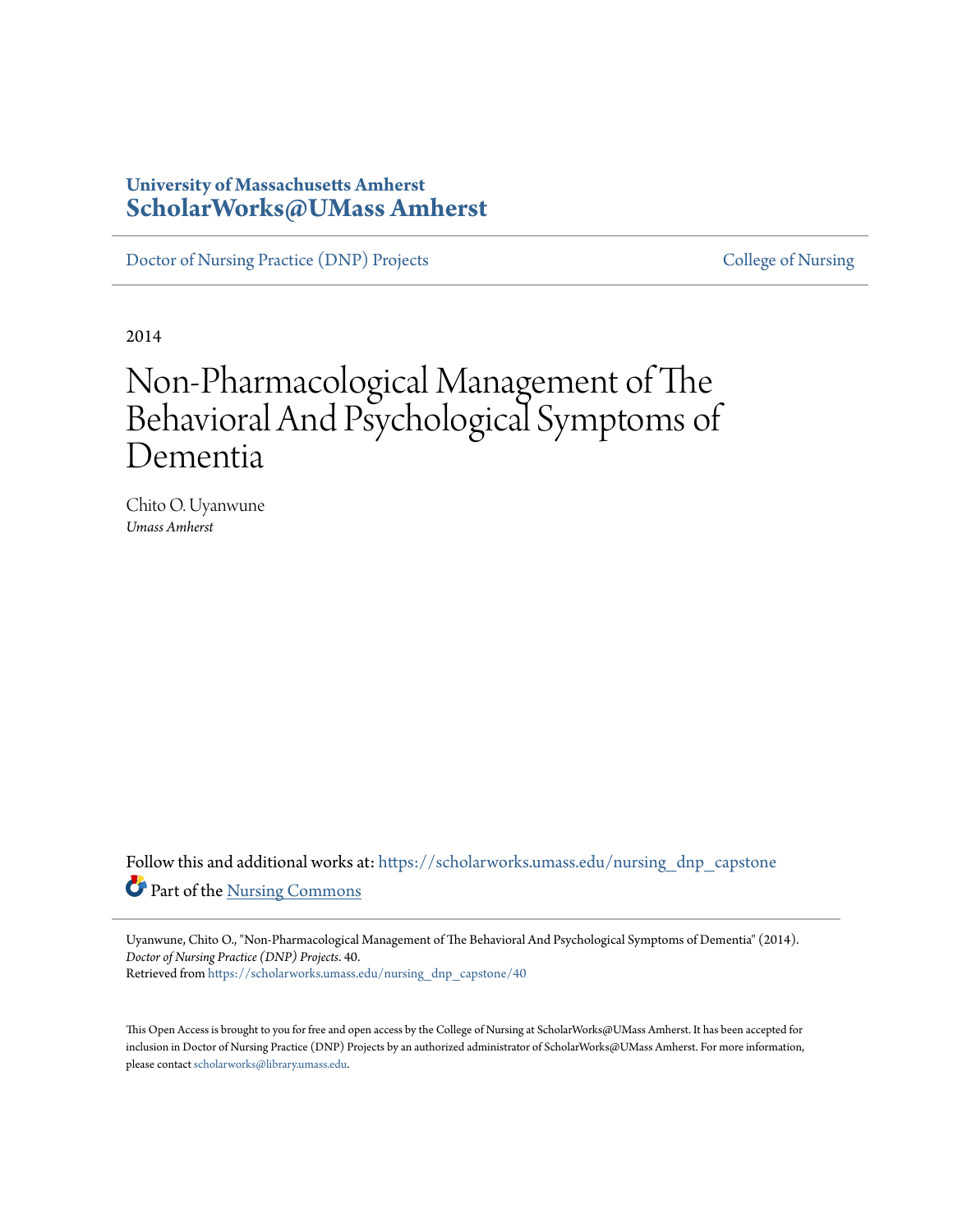University of Massachusetts Amherst
**ScholarWorks@UMass Amherst**

Doctor of Nursing Practice (DNP) Projects

College of Nursing

2014

# Non-Pharmacological Management of The Behavioral And Psychological Symptoms of Dementia

Chito O. Uyanwune
*Umass Amherst*

Follow this and additional works at: https://scholarworks.umass.edu/nursing_dnp_capstone

Part of the Nursing Commons

Uyanwune, Chito O., "Non-Pharmacological Management of The Behavioral And Psychological Symptoms of Dementia" (2014). *Doctor of Nursing Practice (DNP) Projects*. 40.
Retrieved from https://scholarworks.umass.edu/nursing_dnp_capstone/40

This Open Access is brought to you for free and open access by the College of Nursing at ScholarWorks@UMass Amherst. It has been accepted for inclusion in Doctor of Nursing Practice (DNP) Projects by an authorized administrator of ScholarWorks@UMass Amherst. For more information, please contact scholarworks@library.umass.edu.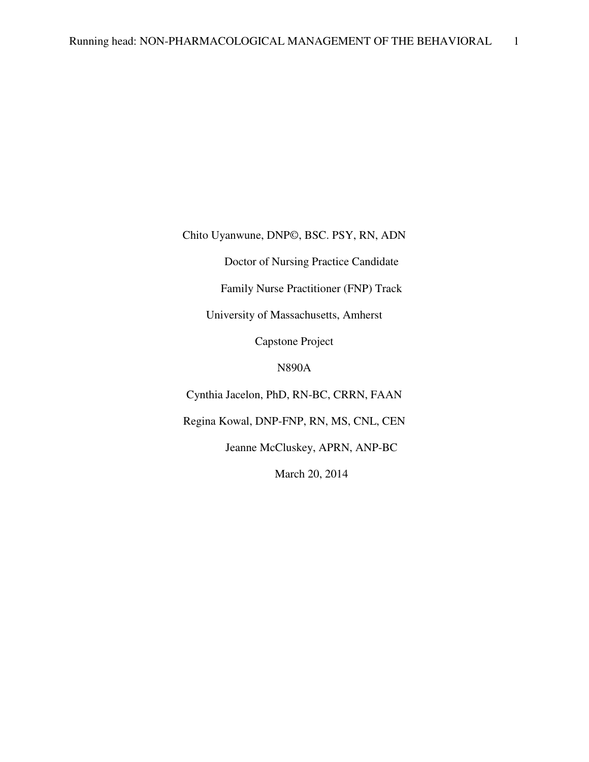Chito Uyanwune, DNP©, BSC. PSY, RN, ADN

Doctor of Nursing Practice Candidate

Family Nurse Practitioner (FNP) Track

University of Massachusetts, Amherst

Capstone Project

N890A

Cynthia Jacelon, PhD, RN-BC, CRRN, FAAN

Regina Kowal, DNP-FNP, RN, MS, CNL, CEN

Jeanne McCluskey, APRN, ANP-BC

March 20, 2014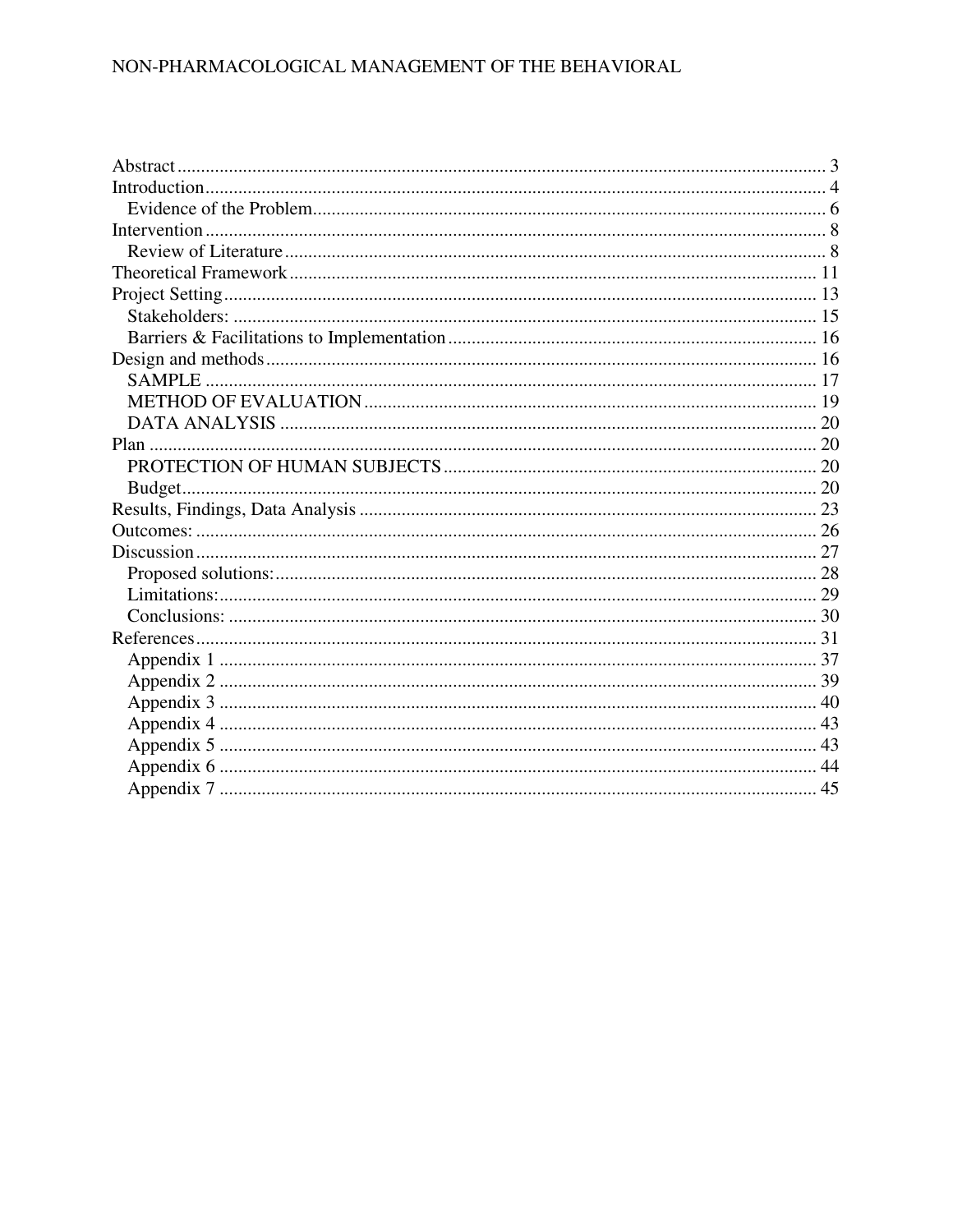Abstract .......... 3
Introduction .......... 4
  Evidence of the Problem .......... 6
Intervention .......... 8
  Review of Literature .......... 8
Theoretical Framework .......... 11
Project Setting .......... 13
  Stakeholders: .......... 15
  Barriers & Facilitations to Implementation .......... 16
Design and methods .......... 16
  SAMPLE .......... 17
  METHOD OF EVALUATION .......... 19
  DATA ANALYSIS .......... 20
Plan .......... 20
  PROTECTION OF HUMAN SUBJECTS .......... 20
  Budget .......... 20
Results, Findings, Data Analysis .......... 23
Outcomes: .......... 26
Discussion .......... 27
  Proposed solutions: .......... 28
  Limitations: .......... 29
  Conclusions: .......... 30
References .......... 31
  Appendix 1 .......... 37
  Appendix 2 .......... 39
  Appendix 3 .......... 40
  Appendix 4 .......... 43
  Appendix 5 .......... 43
  Appendix 6 .......... 44
  Appendix 7 .......... 45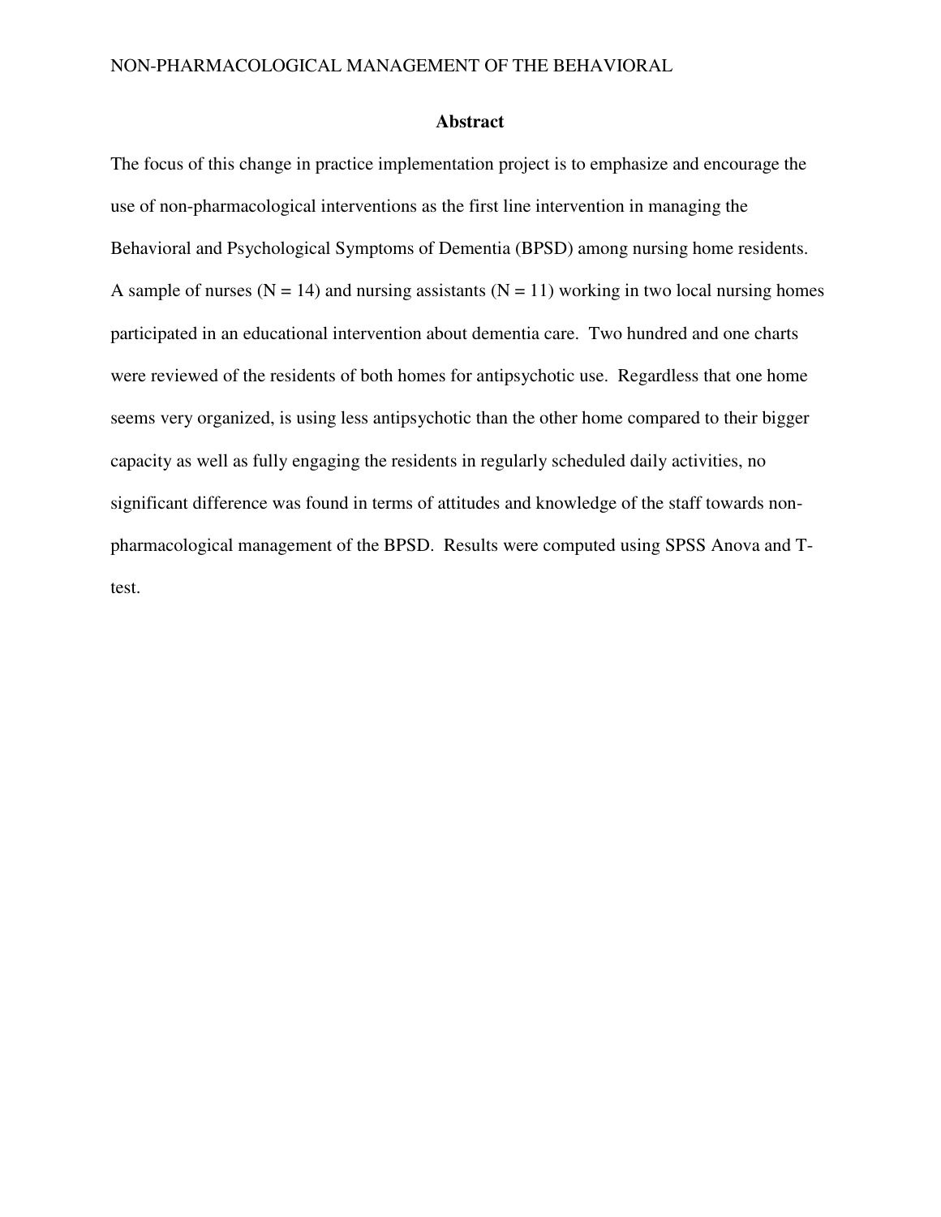# Abstract

The focus of this change in practice implementation project is to emphasize and encourage the use of non-pharmacological interventions as the first line intervention in managing the Behavioral and Psychological Symptoms of Dementia (BPSD) among nursing home residents. A sample of nurses ($N = 14$) and nursing assistants ($N = 11$) working in two local nursing homes participated in an educational intervention about dementia care. Two hundred and one charts were reviewed of the residents of both homes for antipsychotic use. Regardless that one home seems very organized, is using less antipsychotic than the other home compared to their bigger capacity as well as fully engaging the residents in regularly scheduled daily activities, no significant difference was found in terms of attitudes and knowledge of the staff towards non-pharmacological management of the BPSD. Results were computed using SPSS Anova and T-test.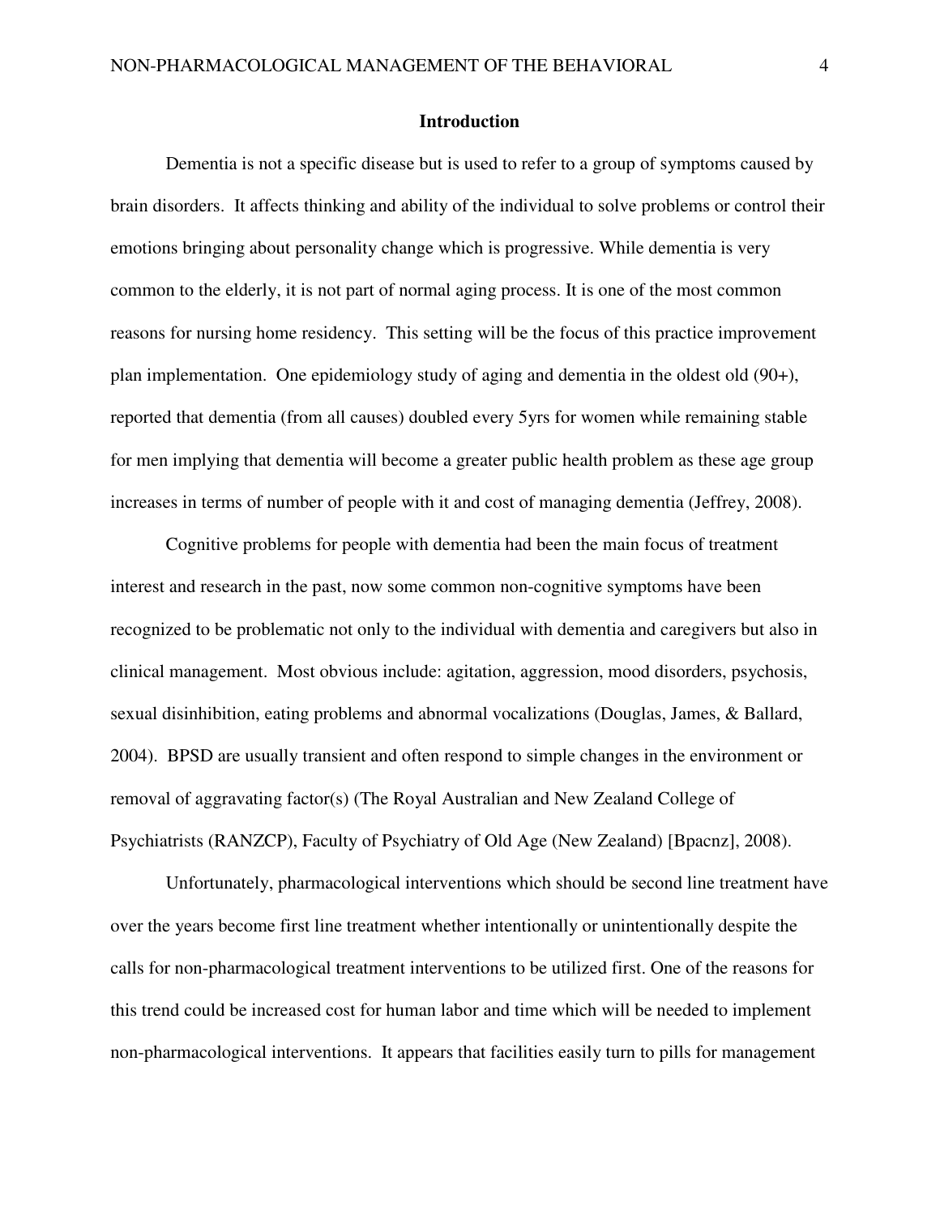## Introduction

Dementia is not a specific disease but is used to refer to a group of symptoms caused by brain disorders. It affects thinking and ability of the individual to solve problems or control their emotions bringing about personality change which is progressive. While dementia is very common to the elderly, it is not part of normal aging process. It is one of the most common reasons for nursing home residency. This setting will be the focus of this practice improvement plan implementation. One epidemiology study of aging and dementia in the oldest old (90+), reported that dementia (from all causes) doubled every 5yrs for women while remaining stable for men implying that dementia will become a greater public health problem as these age group increases in terms of number of people with it and cost of managing dementia (Jeffrey, 2008).

Cognitive problems for people with dementia had been the main focus of treatment interest and research in the past, now some common non-cognitive symptoms have been recognized to be problematic not only to the individual with dementia and caregivers but also in clinical management. Most obvious include: agitation, aggression, mood disorders, psychosis, sexual disinhibition, eating problems and abnormal vocalizations (Douglas, James, & Ballard, 2004). BPSD are usually transient and often respond to simple changes in the environment or removal of aggravating factor(s) (The Royal Australian and New Zealand College of Psychiatrists (RANZCP), Faculty of Psychiatry of Old Age (New Zealand) [Bpacnz], 2008).

Unfortunately, pharmacological interventions which should be second line treatment have over the years become first line treatment whether intentionally or unintentionally despite the calls for non-pharmacological treatment interventions to be utilized first. One of the reasons for this trend could be increased cost for human labor and time which will be needed to implement non-pharmacological interventions. It appears that facilities easily turn to pills for management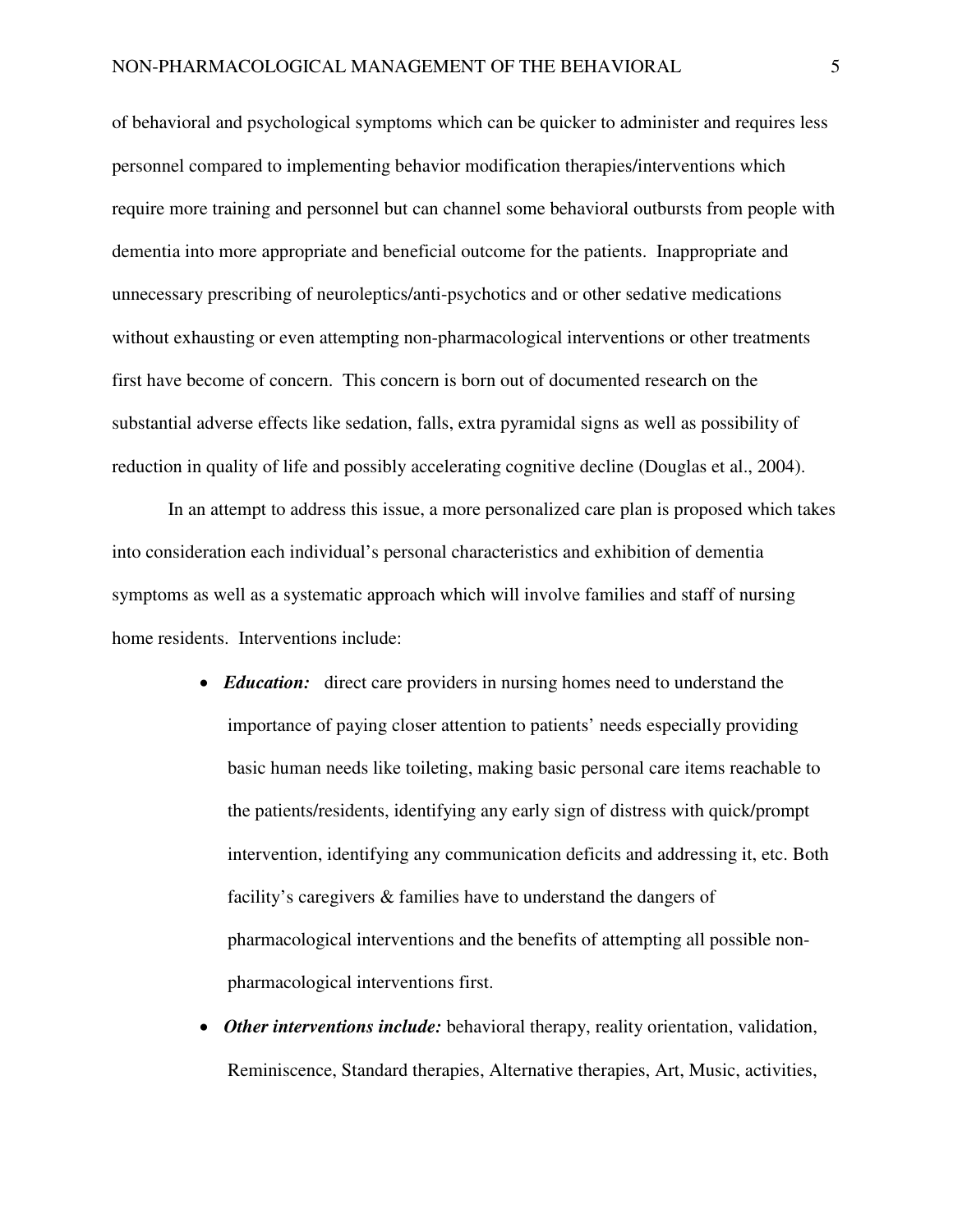of behavioral and psychological symptoms which can be quicker to administer and requires less personnel compared to implementing behavior modification therapies/interventions which require more training and personnel but can channel some behavioral outbursts from people with dementia into more appropriate and beneficial outcome for the patients. Inappropriate and unnecessary prescribing of neuroleptics/anti-psychotics and or other sedative medications without exhausting or even attempting non-pharmacological interventions or other treatments first have become of concern. This concern is born out of documented research on the substantial adverse effects like sedation, falls, extra pyramidal signs as well as possibility of reduction in quality of life and possibly accelerating cognitive decline (Douglas et al., 2004).

In an attempt to address this issue, a more personalized care plan is proposed which takes into consideration each individual's personal characteristics and exhibition of dementia symptoms as well as a systematic approach which will involve families and staff of nursing home residents. Interventions include:

- ***Education:*** direct care providers in nursing homes need to understand the importance of paying closer attention to patients' needs especially providing basic human needs like toileting, making basic personal care items reachable to the patients/residents, identifying any early sign of distress with quick/prompt intervention, identifying any communication deficits and addressing it, etc. Both facility's caregivers & families have to understand the dangers of pharmacological interventions and the benefits of attempting all possible non-pharmacological interventions first.
- ***Other interventions include:*** behavioral therapy, reality orientation, validation, Reminiscence, Standard therapies, Alternative therapies, Art, Music, activities,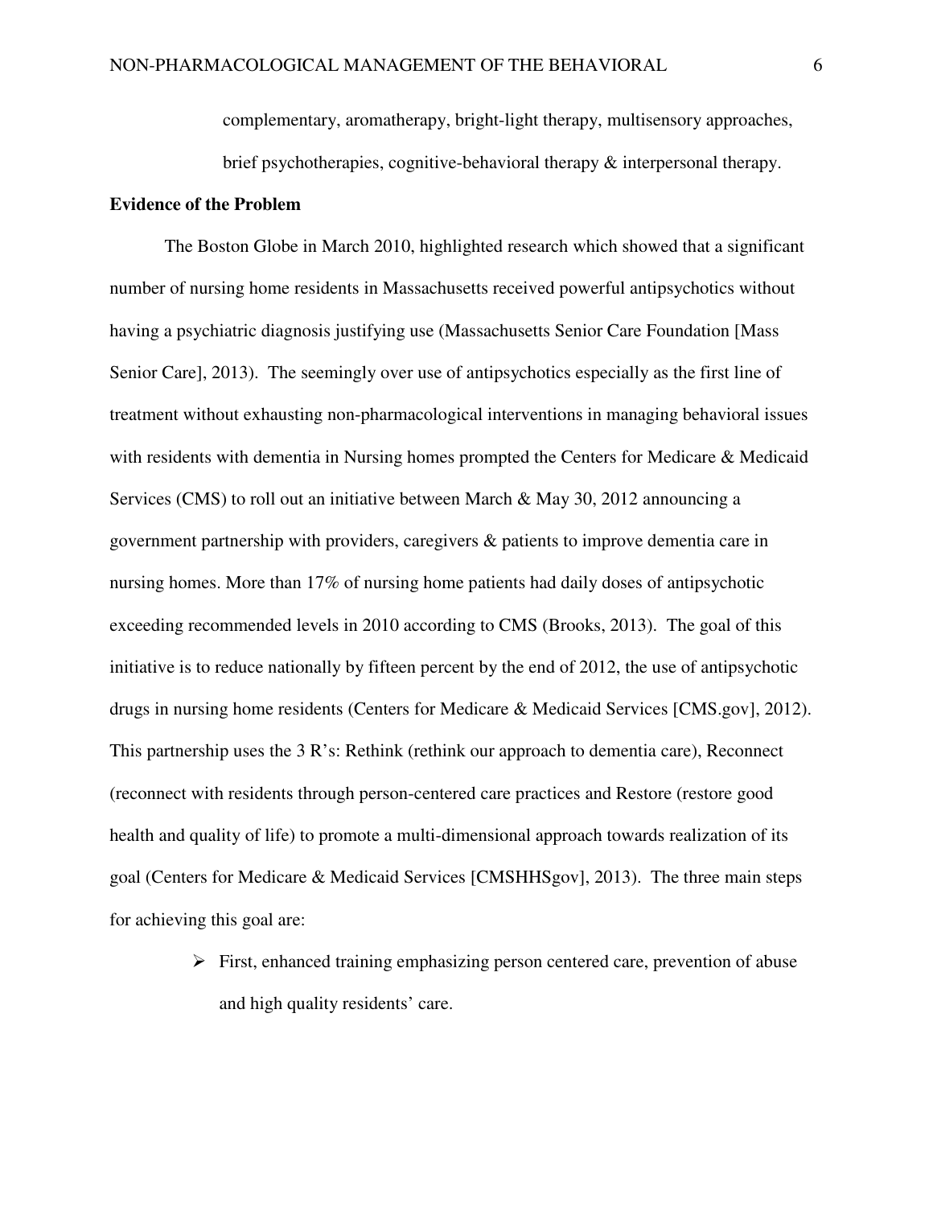complementary, aromatherapy, bright-light therapy, multisensory approaches, brief psychotherapies, cognitive-behavioral therapy & interpersonal therapy.

**Evidence of the Problem**

The Boston Globe in March 2010, highlighted research which showed that a significant number of nursing home residents in Massachusetts received powerful antipsychotics without having a psychiatric diagnosis justifying use (Massachusetts Senior Care Foundation [Mass Senior Care], 2013). The seemingly over use of antipsychotics especially as the first line of treatment without exhausting non-pharmacological interventions in managing behavioral issues with residents with dementia in Nursing homes prompted the Centers for Medicare & Medicaid Services (CMS) to roll out an initiative between March & May 30, 2012 announcing a government partnership with providers, caregivers & patients to improve dementia care in nursing homes. More than 17% of nursing home patients had daily doses of antipsychotic exceeding recommended levels in 2010 according to CMS (Brooks, 2013). The goal of this initiative is to reduce nationally by fifteen percent by the end of 2012, the use of antipsychotic drugs in nursing home residents (Centers for Medicare & Medicaid Services [CMS.gov], 2012). This partnership uses the 3 R's: Rethink (rethink our approach to dementia care), Reconnect (reconnect with residents through person-centered care practices and Restore (restore good health and quality of life) to promote a multi-dimensional approach towards realization of its goal (Centers for Medicare & Medicaid Services [CMSHHSgov], 2013). The three main steps for achieving this goal are:

- First, enhanced training emphasizing person centered care, prevention of abuse and high quality residents' care.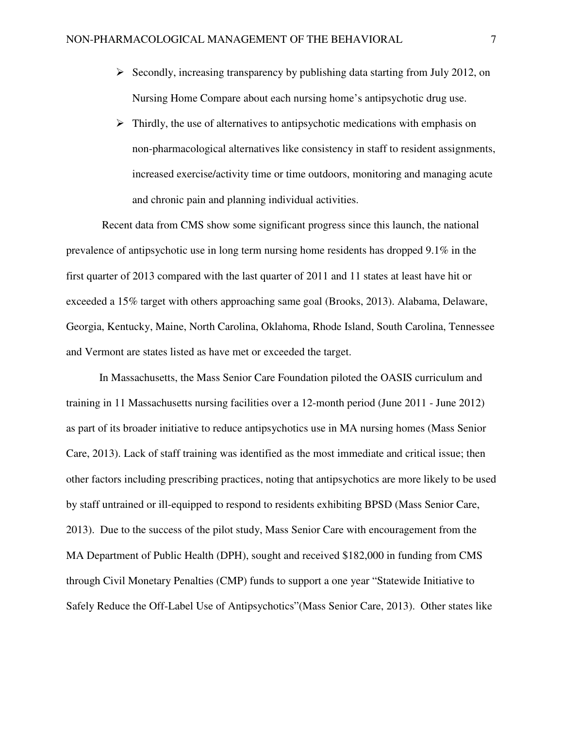- Secondly, increasing transparency by publishing data starting from July 2012, on Nursing Home Compare about each nursing home's antipsychotic drug use.
- Thirdly, the use of alternatives to antipsychotic medications with emphasis on non-pharmacological alternatives like consistency in staff to resident assignments, increased exercise/activity time or time outdoors, monitoring and managing acute and chronic pain and planning individual activities.

Recent data from CMS show some significant progress since this launch, the national prevalence of antipsychotic use in long term nursing home residents has dropped 9.1% in the first quarter of 2013 compared with the last quarter of 2011 and 11 states at least have hit or exceeded a 15% target with others approaching same goal (Brooks, 2013). Alabama, Delaware, Georgia, Kentucky, Maine, North Carolina, Oklahoma, Rhode Island, South Carolina, Tennessee and Vermont are states listed as have met or exceeded the target.

In Massachusetts, the Mass Senior Care Foundation piloted the OASIS curriculum and training in 11 Massachusetts nursing facilities over a 12-month period (June 2011 - June 2012) as part of its broader initiative to reduce antipsychotics use in MA nursing homes (Mass Senior Care, 2013). Lack of staff training was identified as the most immediate and critical issue; then other factors including prescribing practices, noting that antipsychotics are more likely to be used by staff untrained or ill-equipped to respond to residents exhibiting BPSD (Mass Senior Care, 2013). Due to the success of the pilot study, Mass Senior Care with encouragement from the MA Department of Public Health (DPH), sought and received $182,000 in funding from CMS through Civil Monetary Penalties (CMP) funds to support a one year "Statewide Initiative to Safely Reduce the Off-Label Use of Antipsychotics"(Mass Senior Care, 2013). Other states like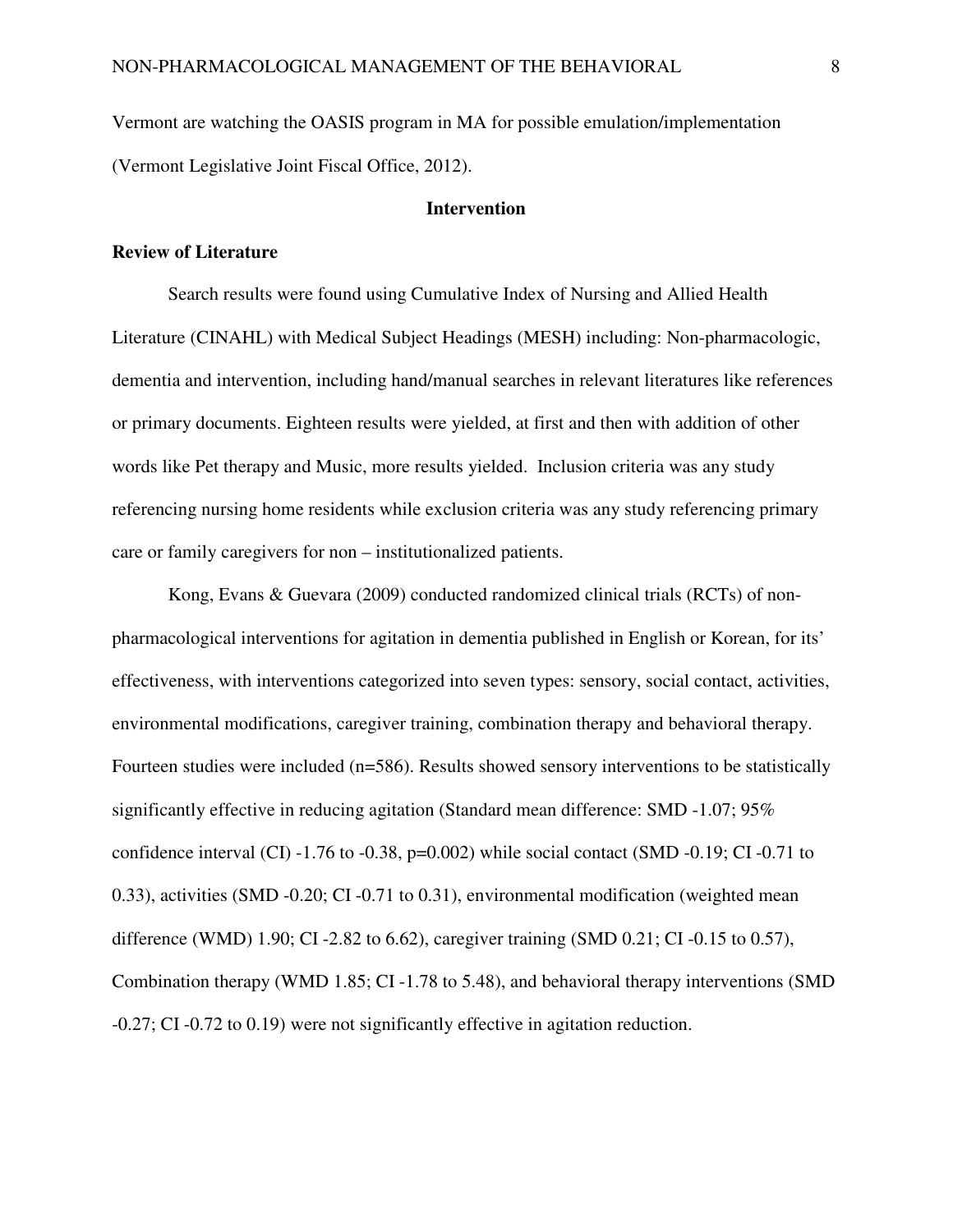Vermont are watching the OASIS program in MA for possible emulation/implementation (Vermont Legislative Joint Fiscal Office, 2012).

## Intervention

### Review of Literature

Search results were found using Cumulative Index of Nursing and Allied Health Literature (CINAHL) with Medical Subject Headings (MESH) including: Non-pharmacologic, dementia and intervention, including hand/manual searches in relevant literatures like references or primary documents. Eighteen results were yielded, at first and then with addition of other words like Pet therapy and Music, more results yielded. Inclusion criteria was any study referencing nursing home residents while exclusion criteria was any study referencing primary care or family caregivers for non – institutionalized patients.

Kong, Evans & Guevara (2009) conducted randomized clinical trials (RCTs) of non-pharmacological interventions for agitation in dementia published in English or Korean, for its' effectiveness, with interventions categorized into seven types: sensory, social contact, activities, environmental modifications, caregiver training, combination therapy and behavioral therapy. Fourteen studies were included (n=586). Results showed sensory interventions to be statistically significantly effective in reducing agitation (Standard mean difference: SMD -1.07; 95% confidence interval (CI) -1.76 to -0.38, p=0.002) while social contact (SMD -0.19; CI -0.71 to 0.33), activities (SMD -0.20; CI -0.71 to 0.31), environmental modification (weighted mean difference (WMD) 1.90; CI -2.82 to 6.62), caregiver training (SMD 0.21; CI -0.15 to 0.57), Combination therapy (WMD 1.85; CI -1.78 to 5.48), and behavioral therapy interventions (SMD -0.27; CI -0.72 to 0.19) were not significantly effective in agitation reduction.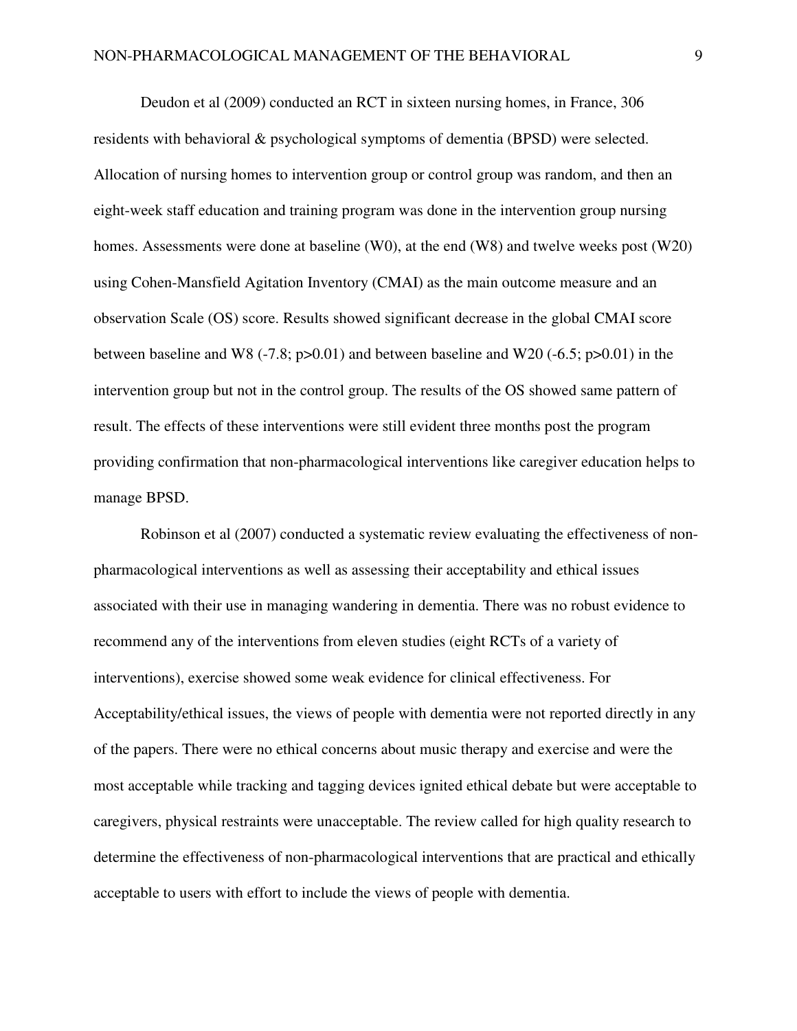Deudon et al (2009) conducted an RCT in sixteen nursing homes, in France, 306 residents with behavioral & psychological symptoms of dementia (BPSD) were selected. Allocation of nursing homes to intervention group or control group was random, and then an eight-week staff education and training program was done in the intervention group nursing homes. Assessments were done at baseline (W0), at the end (W8) and twelve weeks post (W20) using Cohen-Mansfield Agitation Inventory (CMAI) as the main outcome measure and an observation Scale (OS) score. Results showed significant decrease in the global CMAI score between baseline and W8 (-7.8; $p>0.01$) and between baseline and W20 (-6.5; $p>0.01$) in the intervention group but not in the control group. The results of the OS showed same pattern of result. The effects of these interventions were still evident three months post the program providing confirmation that non-pharmacological interventions like caregiver education helps to manage BPSD.

Robinson et al (2007) conducted a systematic review evaluating the effectiveness of non-pharmacological interventions as well as assessing their acceptability and ethical issues associated with their use in managing wandering in dementia. There was no robust evidence to recommend any of the interventions from eleven studies (eight RCTs of a variety of interventions), exercise showed some weak evidence for clinical effectiveness. For Acceptability/ethical issues, the views of people with dementia were not reported directly in any of the papers. There were no ethical concerns about music therapy and exercise and were the most acceptable while tracking and tagging devices ignited ethical debate but were acceptable to caregivers, physical restraints were unacceptable. The review called for high quality research to determine the effectiveness of non-pharmacological interventions that are practical and ethically acceptable to users with effort to include the views of people with dementia.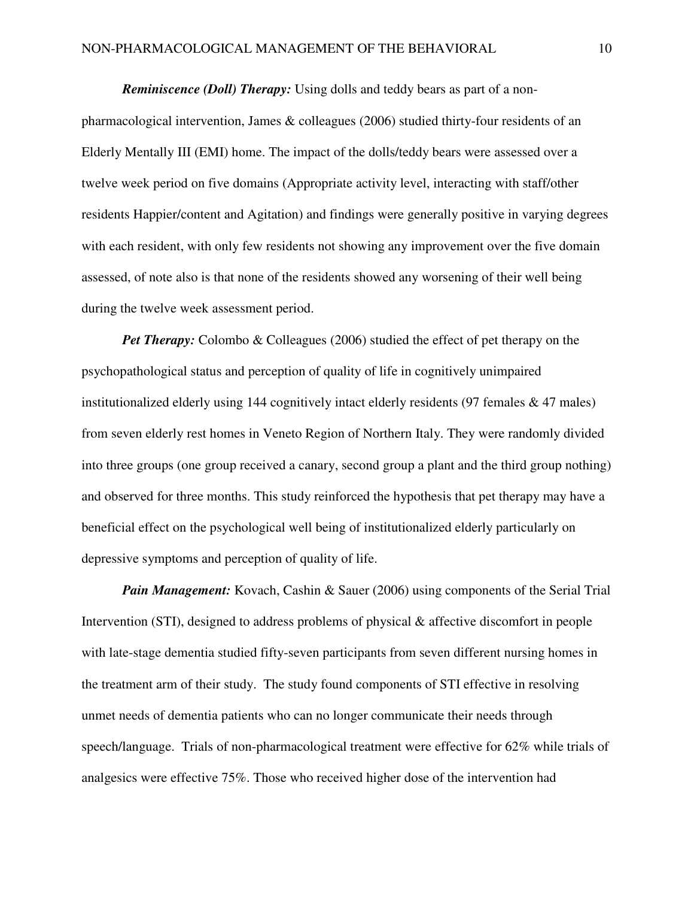***Reminiscence (Doll) Therapy:*** Using dolls and teddy bears as part of a non-pharmacological intervention, James & colleagues (2006) studied thirty-four residents of an Elderly Mentally III (EMI) home. The impact of the dolls/teddy bears were assessed over a twelve week period on five domains (Appropriate activity level, interacting with staff/other residents Happier/content and Agitation) and findings were generally positive in varying degrees with each resident, with only few residents not showing any improvement over the five domain assessed, of note also is that none of the residents showed any worsening of their well being during the twelve week assessment period.

***Pet Therapy:*** Colombo & Colleagues (2006) studied the effect of pet therapy on the psychopathological status and perception of quality of life in cognitively unimpaired institutionalized elderly using 144 cognitively intact elderly residents (97 females & 47 males) from seven elderly rest homes in Veneto Region of Northern Italy. They were randomly divided into three groups (one group received a canary, second group a plant and the third group nothing) and observed for three months. This study reinforced the hypothesis that pet therapy may have a beneficial effect on the psychological well being of institutionalized elderly particularly on depressive symptoms and perception of quality of life.

***Pain Management:*** Kovach, Cashin & Sauer (2006) using components of the Serial Trial Intervention (STI), designed to address problems of physical & affective discomfort in people with late-stage dementia studied fifty-seven participants from seven different nursing homes in the treatment arm of their study. The study found components of STI effective in resolving unmet needs of dementia patients who can no longer communicate their needs through speech/language. Trials of non-pharmacological treatment were effective for 62% while trials of analgesics were effective 75%. Those who received higher dose of the intervention had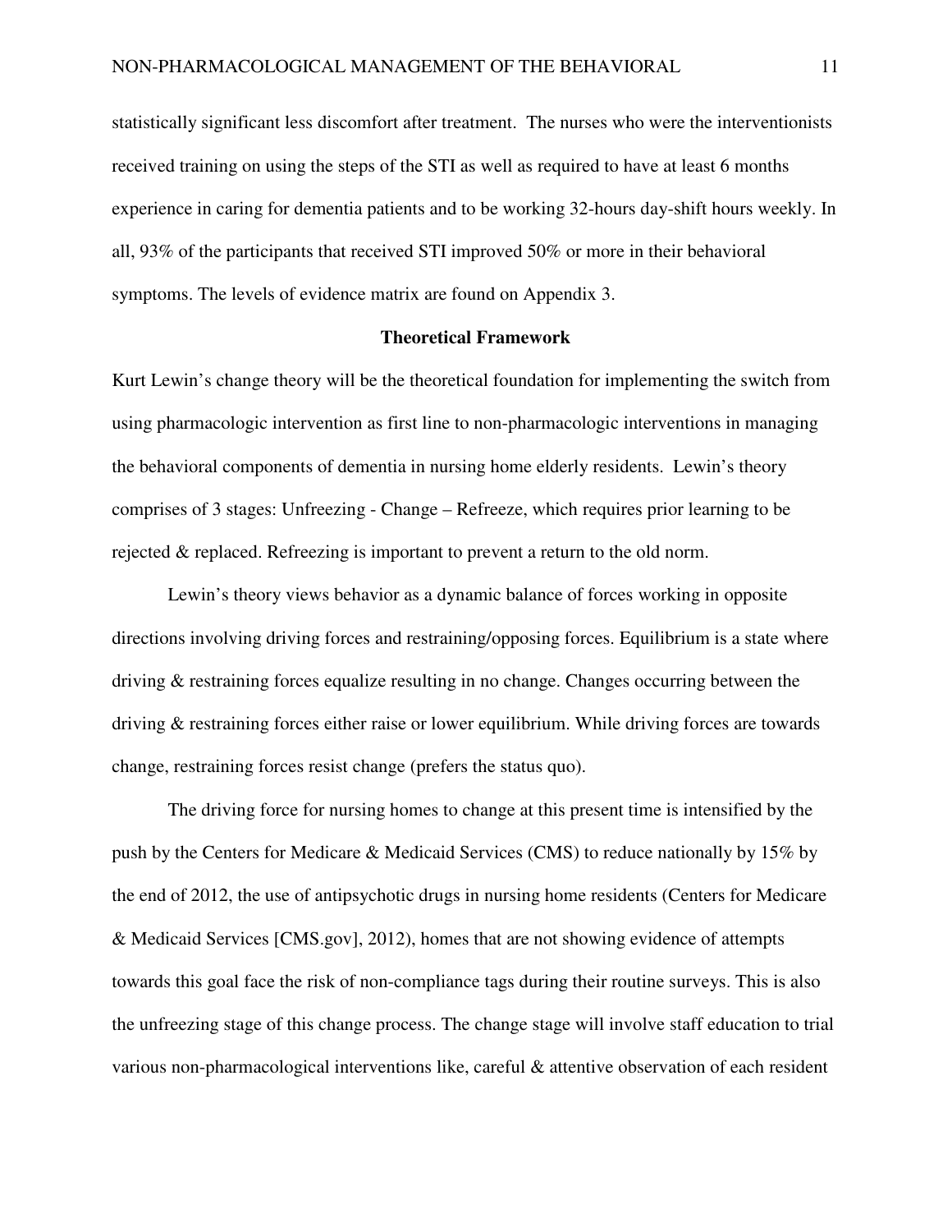statistically significant less discomfort after treatment. The nurses who were the interventionists received training on using the steps of the STI as well as required to have at least 6 months experience in caring for dementia patients and to be working 32-hours day-shift hours weekly. In all, 93% of the participants that received STI improved 50% or more in their behavioral symptoms. The levels of evidence matrix are found on Appendix 3.

## Theoretical Framework

Kurt Lewin's change theory will be the theoretical foundation for implementing the switch from using pharmacologic intervention as first line to non-pharmacologic interventions in managing the behavioral components of dementia in nursing home elderly residents. Lewin's theory comprises of 3 stages: Unfreezing - Change – Refreeze, which requires prior learning to be rejected & replaced. Refreezing is important to prevent a return to the old norm.

Lewin's theory views behavior as a dynamic balance of forces working in opposite directions involving driving forces and restraining/opposing forces. Equilibrium is a state where driving & restraining forces equalize resulting in no change. Changes occurring between the driving & restraining forces either raise or lower equilibrium. While driving forces are towards change, restraining forces resist change (prefers the status quo).

The driving force for nursing homes to change at this present time is intensified by the push by the Centers for Medicare & Medicaid Services (CMS) to reduce nationally by 15% by the end of 2012, the use of antipsychotic drugs in nursing home residents (Centers for Medicare & Medicaid Services [CMS.gov], 2012), homes that are not showing evidence of attempts towards this goal face the risk of non-compliance tags during their routine surveys. This is also the unfreezing stage of this change process. The change stage will involve staff education to trial various non-pharmacological interventions like, careful & attentive observation of each resident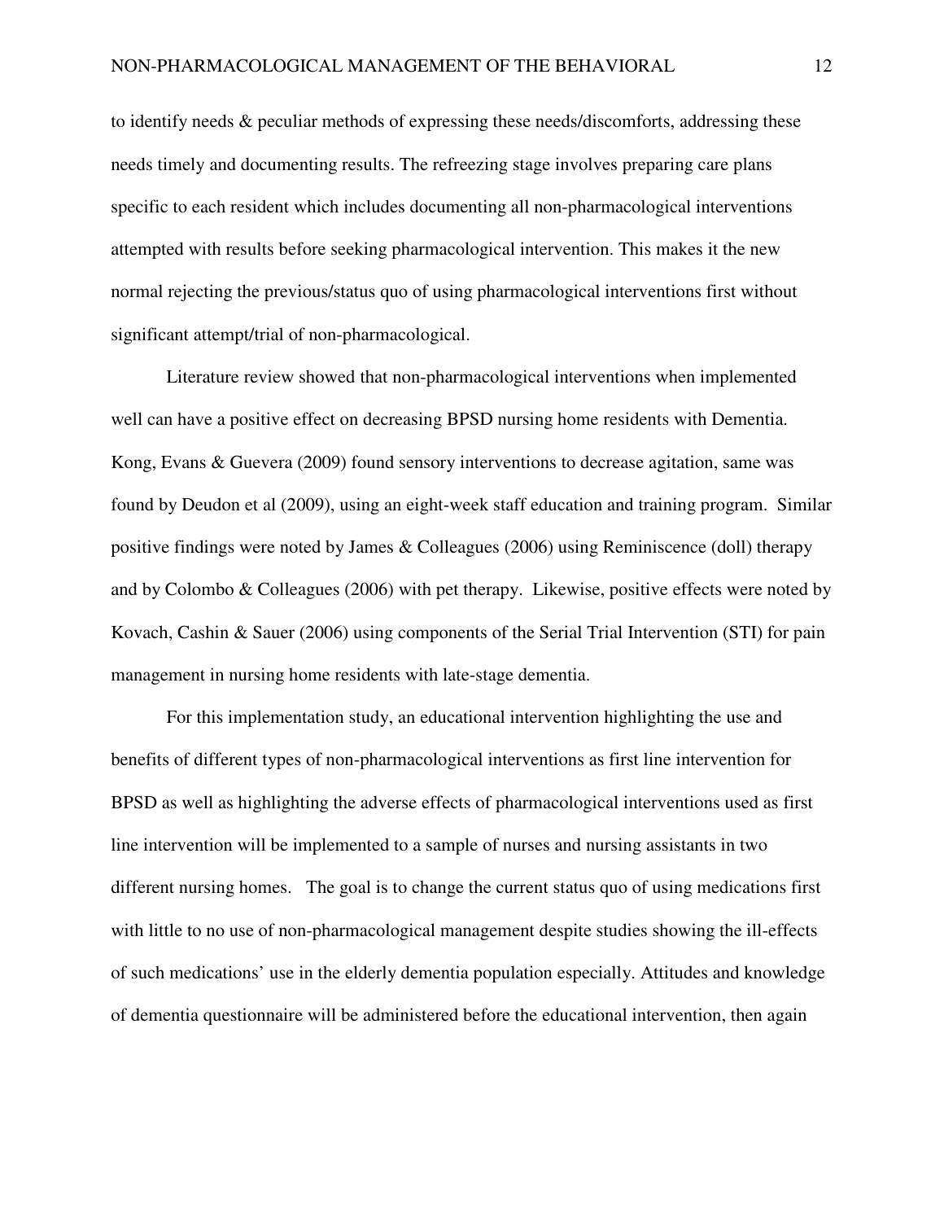to identify needs & peculiar methods of expressing these needs/discomforts, addressing these needs timely and documenting results. The refreezing stage involves preparing care plans specific to each resident which includes documenting all non-pharmacological interventions attempted with results before seeking pharmacological intervention. This makes it the new normal rejecting the previous/status quo of using pharmacological interventions first without significant attempt/trial of non-pharmacological.

Literature review showed that non-pharmacological interventions when implemented well can have a positive effect on decreasing BPSD nursing home residents with Dementia. Kong, Evans & Guevera (2009) found sensory interventions to decrease agitation, same was found by Deudon et al (2009), using an eight-week staff education and training program. Similar positive findings were noted by James & Colleagues (2006) using Reminiscence (doll) therapy and by Colombo & Colleagues (2006) with pet therapy. Likewise, positive effects were noted by Kovach, Cashin & Sauer (2006) using components of the Serial Trial Intervention (STI) for pain management in nursing home residents with late-stage dementia.

For this implementation study, an educational intervention highlighting the use and benefits of different types of non-pharmacological interventions as first line intervention for BPSD as well as highlighting the adverse effects of pharmacological interventions used as first line intervention will be implemented to a sample of nurses and nursing assistants in two different nursing homes. The goal is to change the current status quo of using medications first with little to no use of non-pharmacological management despite studies showing the ill-effects of such medications' use in the elderly dementia population especially. Attitudes and knowledge of dementia questionnaire will be administered before the educational intervention, then again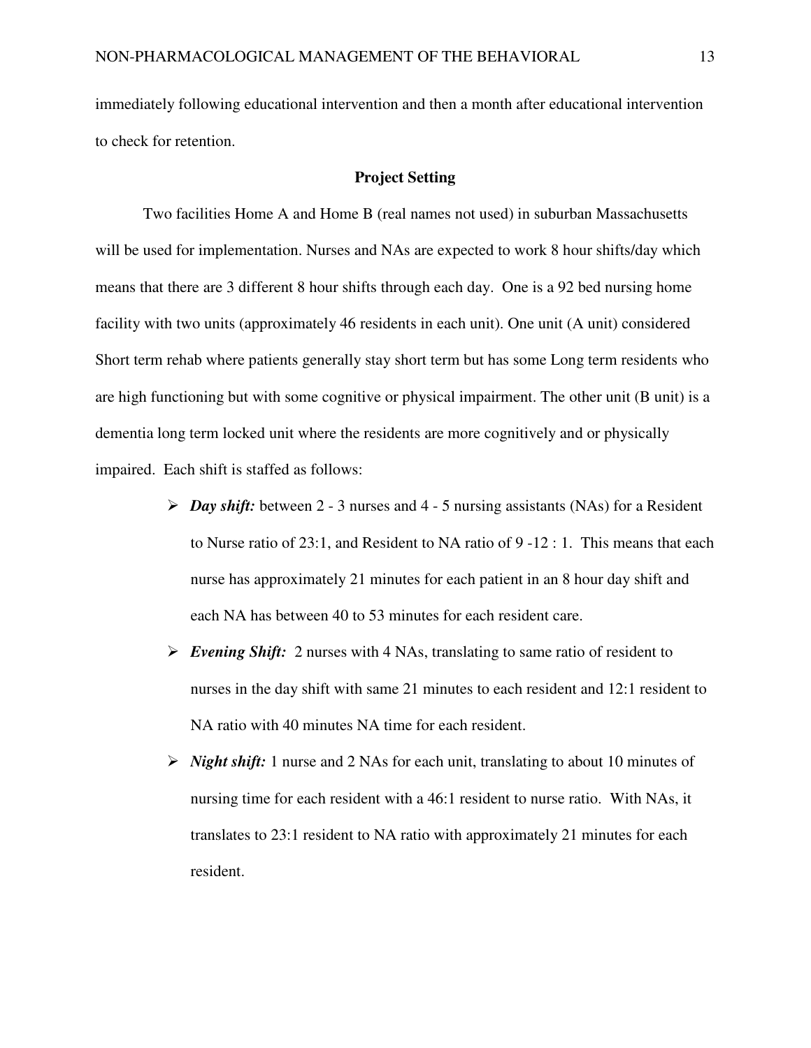immediately following educational intervention and then a month after educational intervention to check for retention.

## Project Setting

Two facilities Home A and Home B (real names not used) in suburban Massachusetts will be used for implementation. Nurses and NAs are expected to work 8 hour shifts/day which means that there are 3 different 8 hour shifts through each day. One is a 92 bed nursing home facility with two units (approximately 46 residents in each unit). One unit (A unit) considered Short term rehab where patients generally stay short term but has some Long term residents who are high functioning but with some cognitive or physical impairment. The other unit (B unit) is a dementia long term locked unit where the residents are more cognitively and or physically impaired. Each shift is staffed as follows:

- ***Day shift:*** between 2 - 3 nurses and 4 - 5 nursing assistants (NAs) for a Resident to Nurse ratio of 23:1, and Resident to NA ratio of 9 -12 : 1. This means that each nurse has approximately 21 minutes for each patient in an 8 hour day shift and each NA has between 40 to 53 minutes for each resident care.
- ***Evening Shift:*** 2 nurses with 4 NAs, translating to same ratio of resident to nurses in the day shift with same 21 minutes to each resident and 12:1 resident to NA ratio with 40 minutes NA time for each resident.
- ***Night shift:*** 1 nurse and 2 NAs for each unit, translating to about 10 minutes of nursing time for each resident with a 46:1 resident to nurse ratio. With NAs, it translates to 23:1 resident to NA ratio with approximately 21 minutes for each resident.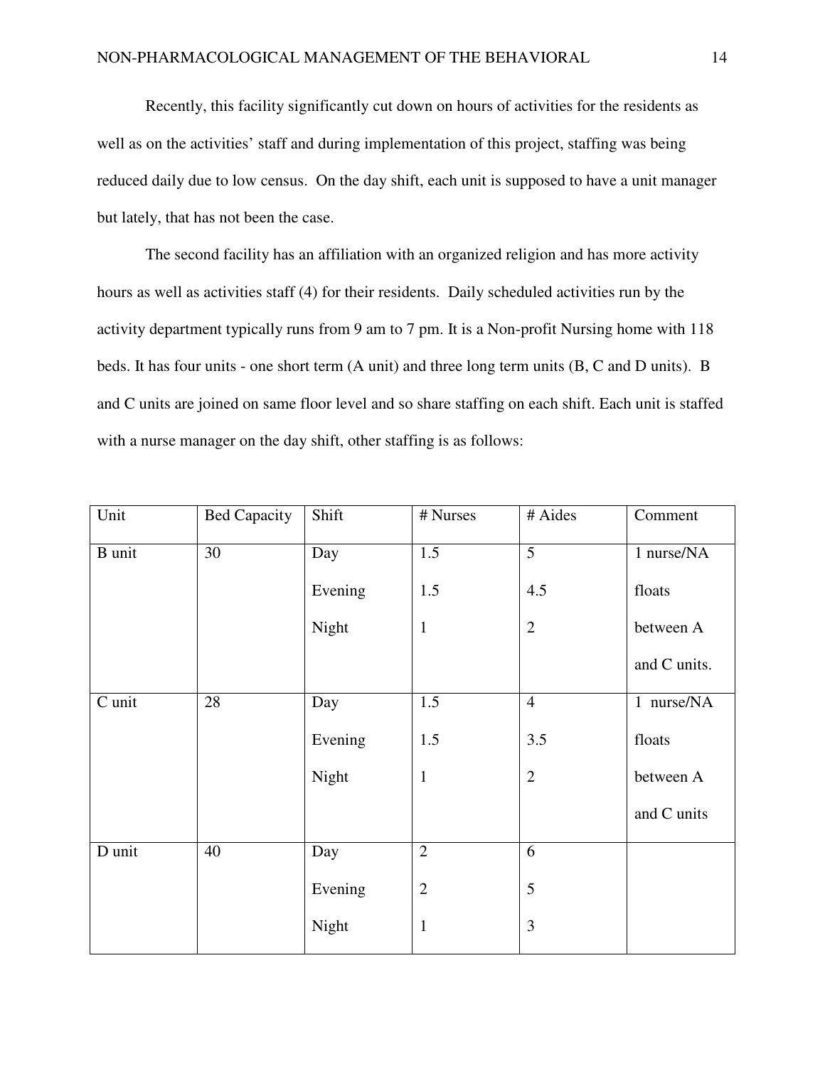Recently, this facility significantly cut down on hours of activities for the residents as well as on the activities' staff and during implementation of this project, staffing was being reduced daily due to low census. On the day shift, each unit is supposed to have a unit manager but lately, that has not been the case.

The second facility has an affiliation with an organized religion and has more activity hours as well as activities staff (4) for their residents. Daily scheduled activities run by the activity department typically runs from 9 am to 7 pm. It is a Non-profit Nursing home with 118 beds. It has four units - one short term (A unit) and three long term units (B, C and D units). B and C units are joined on same floor level and so share staffing on each shift. Each unit is staffed with a nurse manager on the day shift, other staffing is as follows:

| Unit | Bed Capacity | Shift | # Nurses | # Aides | Comment |
|---|---|---|---|---|---|
| B unit | 30 | Day<br>Evening<br>Night | 1.5<br>1.5<br>1 | 5<br>4.5<br>2 | 1 nurse/NA floats between A and C units. |
| C unit | 28 | Day<br>Evening<br>Night | 1.5<br>1.5<br>1 | 4<br>3.5<br>2 | 1 nurse/NA floats between A and C units |
| D unit | 40 | Day<br>Evening<br>Night | 2<br>2<br>1 | 6<br>5<br>3 | |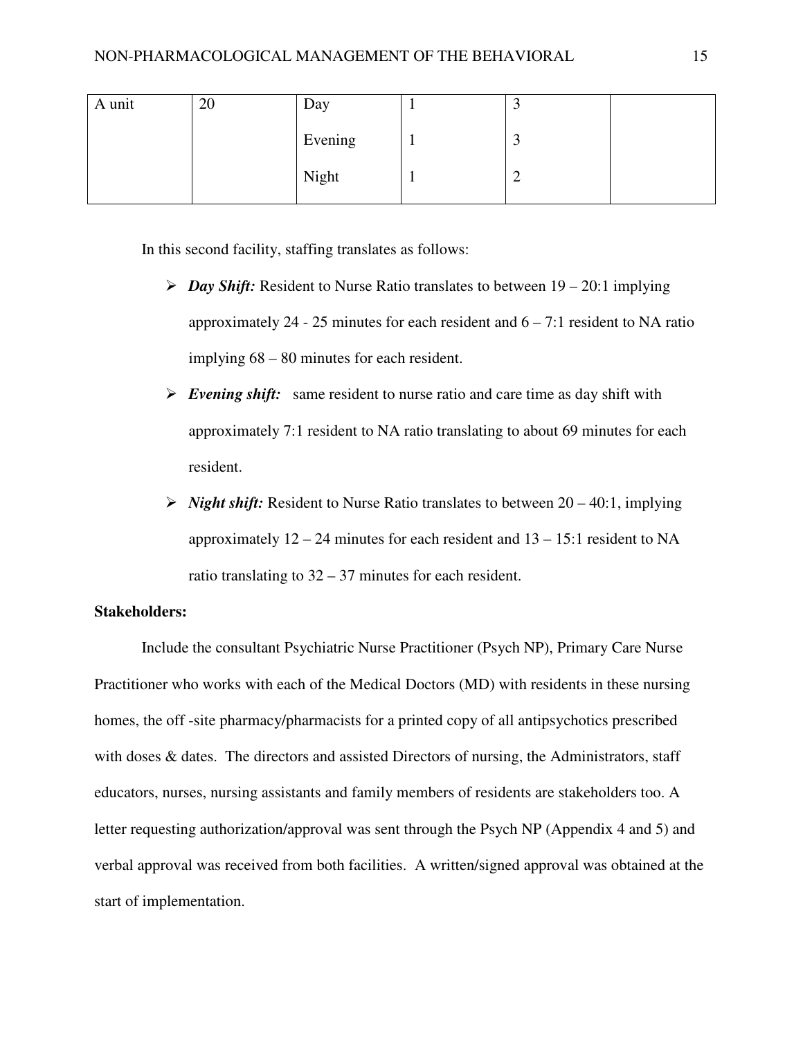| A unit | 20 | Day<br>Evening<br>Night | 1<br>1<br>1 | 3<br>3<br>2 | |
|---|---|---|---|---|---|

In this second facility, staffing translates as follows:

- ***Day Shift:*** Resident to Nurse Ratio translates to between 19 – 20:1 implying approximately 24 - 25 minutes for each resident and 6 – 7:1 resident to NA ratio implying 68 – 80 minutes for each resident.
- ***Evening shift:*** same resident to nurse ratio and care time as day shift with approximately 7:1 resident to NA ratio translating to about 69 minutes for each resident.
- ***Night shift:*** Resident to Nurse Ratio translates to between 20 – 40:1, implying approximately 12 – 24 minutes for each resident and 13 – 15:1 resident to NA ratio translating to 32 – 37 minutes for each resident.

**Stakeholders:**

Include the consultant Psychiatric Nurse Practitioner (Psych NP), Primary Care Nurse Practitioner who works with each of the Medical Doctors (MD) with residents in these nursing homes, the off -site pharmacy/pharmacists for a printed copy of all antipsychotics prescribed with doses & dates. The directors and assisted Directors of nursing, the Administrators, staff educators, nurses, nursing assistants and family members of residents are stakeholders too. A letter requesting authorization/approval was sent through the Psych NP (Appendix 4 and 5) and verbal approval was received from both facilities. A written/signed approval was obtained at the start of implementation.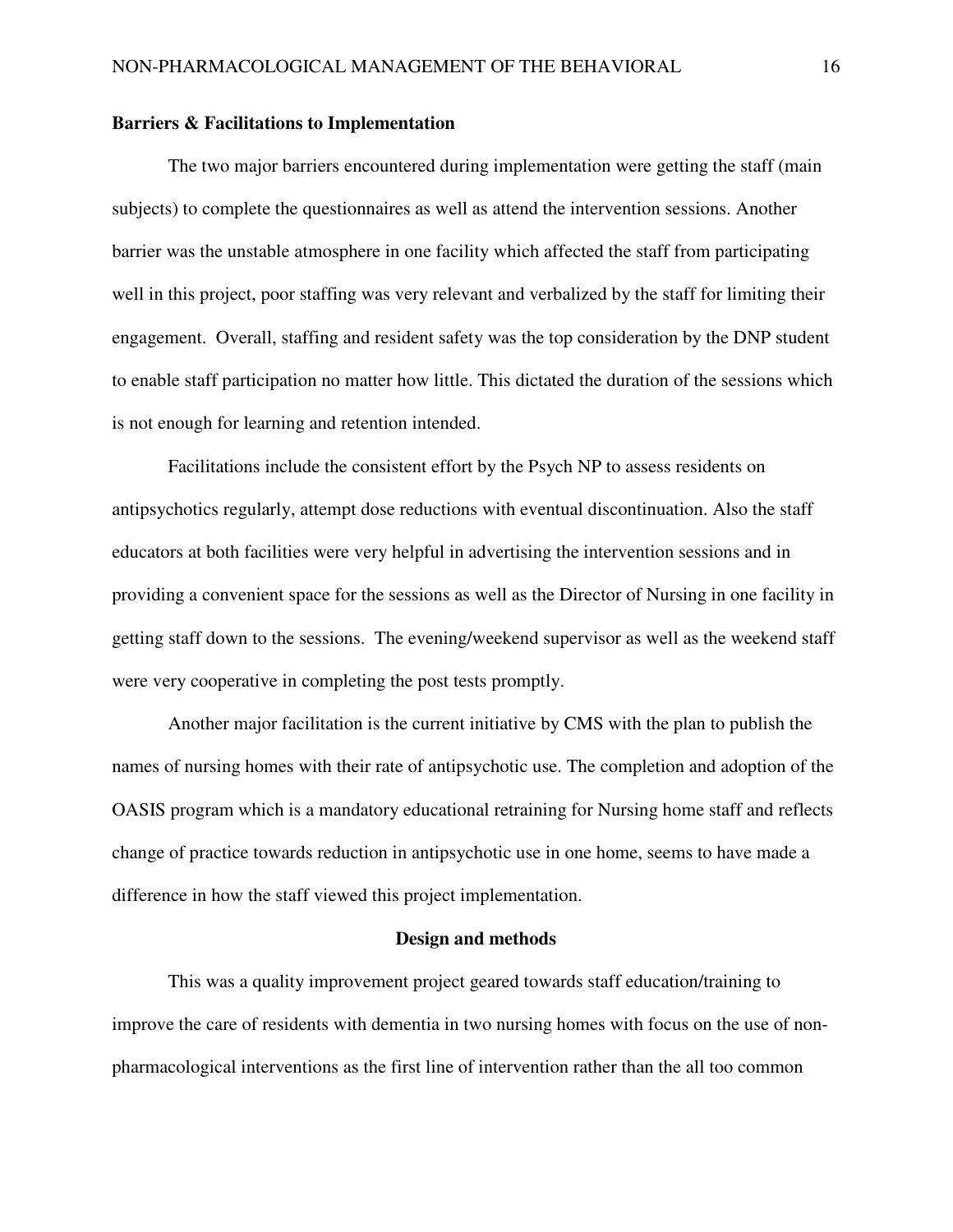**Barriers & Facilitations to Implementation**

The two major barriers encountered during implementation were getting the staff (main subjects) to complete the questionnaires as well as attend the intervention sessions. Another barrier was the unstable atmosphere in one facility which affected the staff from participating well in this project, poor staffing was very relevant and verbalized by the staff for limiting their engagement. Overall, staffing and resident safety was the top consideration by the DNP student to enable staff participation no matter how little. This dictated the duration of the sessions which is not enough for learning and retention intended.

Facilitations include the consistent effort by the Psych NP to assess residents on antipsychotics regularly, attempt dose reductions with eventual discontinuation. Also the staff educators at both facilities were very helpful in advertising the intervention sessions and in providing a convenient space for the sessions as well as the Director of Nursing in one facility in getting staff down to the sessions. The evening/weekend supervisor as well as the weekend staff were very cooperative in completing the post tests promptly.

Another major facilitation is the current initiative by CMS with the plan to publish the names of nursing homes with their rate of antipsychotic use. The completion and adoption of the OASIS program which is a mandatory educational retraining for Nursing home staff and reflects change of practice towards reduction in antipsychotic use in one home, seems to have made a difference in how the staff viewed this project implementation.

**Design and methods**

This was a quality improvement project geared towards staff education/training to improve the care of residents with dementia in two nursing homes with focus on the use of non-pharmacological interventions as the first line of intervention rather than the all too common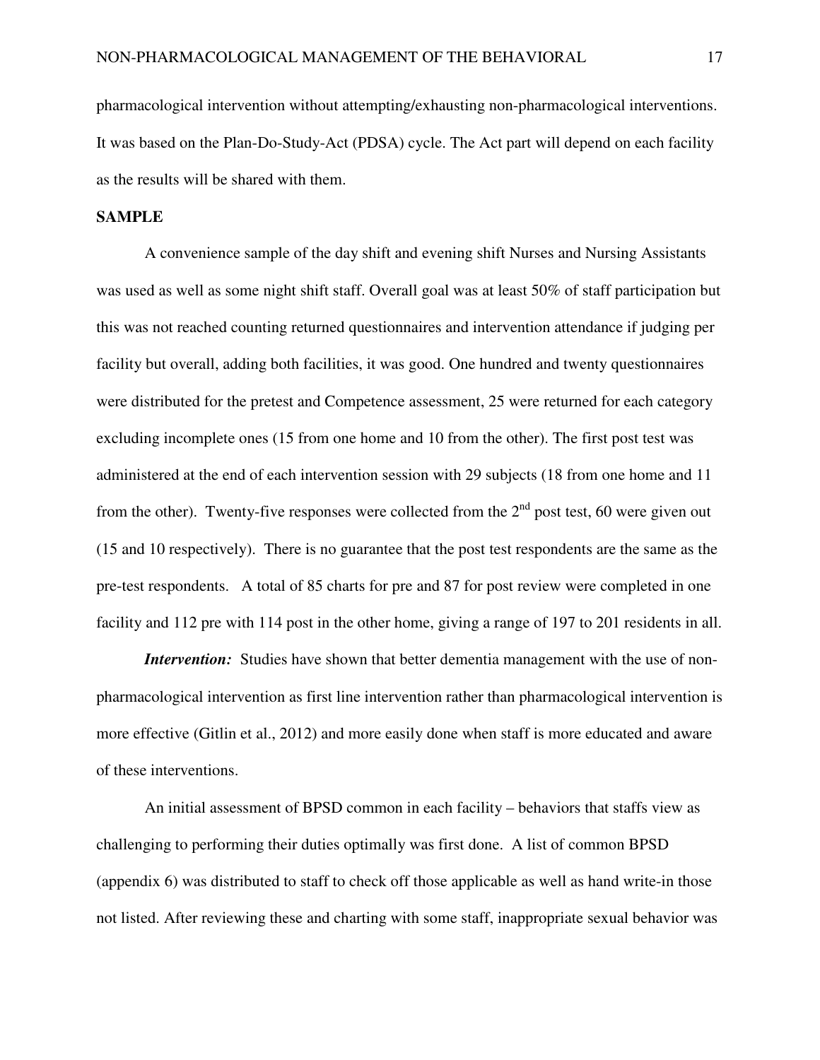pharmacological intervention without attempting/exhausting non-pharmacological interventions. It was based on the Plan-Do-Study-Act (PDSA) cycle. The Act part will depend on each facility as the results will be shared with them.

**SAMPLE**

A convenience sample of the day shift and evening shift Nurses and Nursing Assistants was used as well as some night shift staff. Overall goal was at least 50% of staff participation but this was not reached counting returned questionnaires and intervention attendance if judging per facility but overall, adding both facilities, it was good. One hundred and twenty questionnaires were distributed for the pretest and Competence assessment, 25 were returned for each category excluding incomplete ones (15 from one home and 10 from the other). The first post test was administered at the end of each intervention session with 29 subjects (18 from one home and 11 from the other). Twenty-five responses were collected from the 2nd post test, 60 were given out (15 and 10 respectively). There is no guarantee that the post test respondents are the same as the pre-test respondents. A total of 85 charts for pre and 87 for post review were completed in one facility and 112 pre with 114 post in the other home, giving a range of 197 to 201 residents in all.

***Intervention:*** Studies have shown that better dementia management with the use of non-pharmacological intervention as first line intervention rather than pharmacological intervention is more effective (Gitlin et al., 2012) and more easily done when staff is more educated and aware of these interventions.

An initial assessment of BPSD common in each facility – behaviors that staffs view as challenging to performing their duties optimally was first done. A list of common BPSD (appendix 6) was distributed to staff to check off those applicable as well as hand write-in those not listed. After reviewing these and charting with some staff, inappropriate sexual behavior was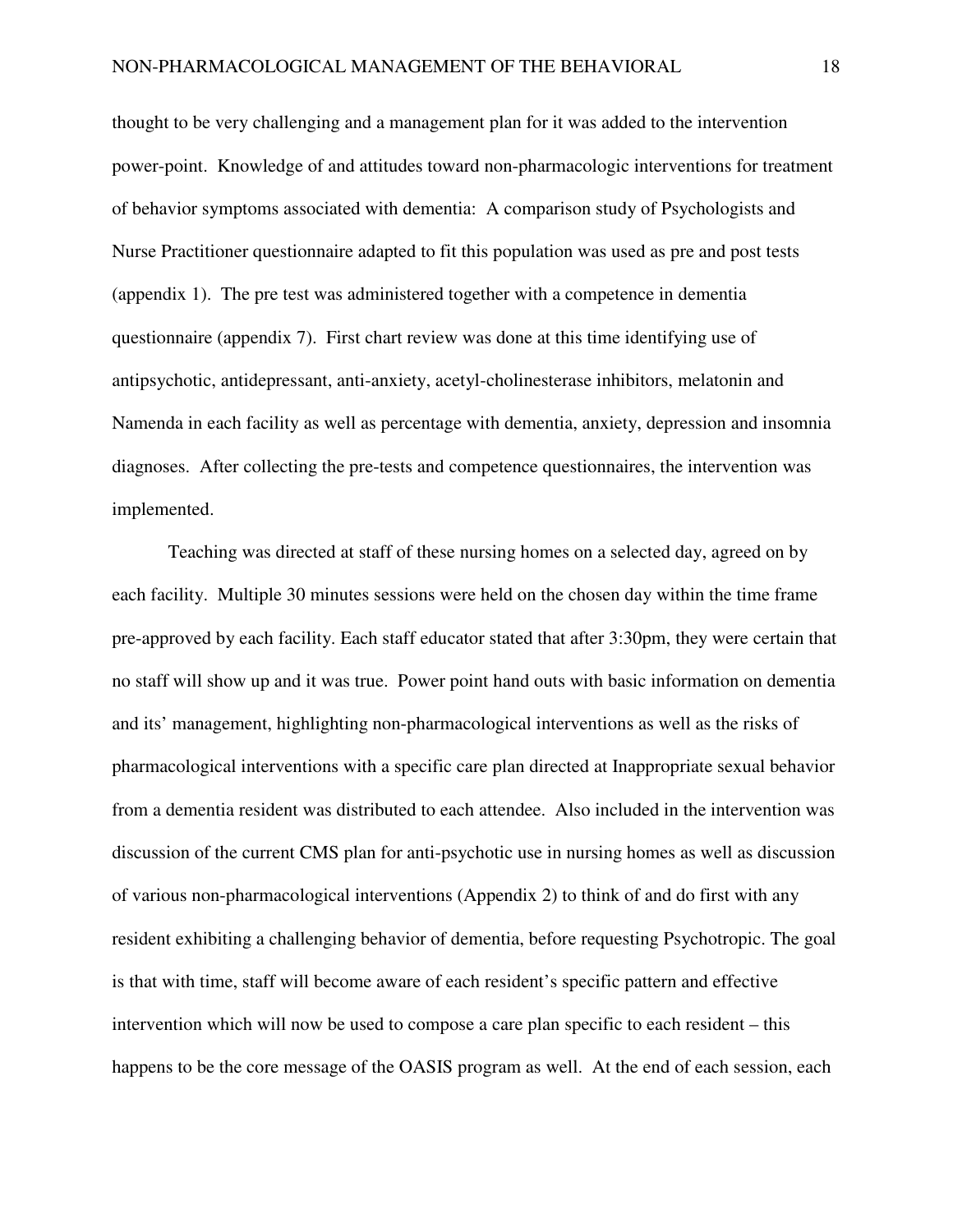thought to be very challenging and a management plan for it was added to the intervention power-point. Knowledge of and attitudes toward non-pharmacologic interventions for treatment of behavior symptoms associated with dementia: A comparison study of Psychologists and Nurse Practitioner questionnaire adapted to fit this population was used as pre and post tests (appendix 1). The pre test was administered together with a competence in dementia questionnaire (appendix 7). First chart review was done at this time identifying use of antipsychotic, antidepressant, anti-anxiety, acetyl-cholinesterase inhibitors, melatonin and Namenda in each facility as well as percentage with dementia, anxiety, depression and insomnia diagnoses. After collecting the pre-tests and competence questionnaires, the intervention was implemented.

Teaching was directed at staff of these nursing homes on a selected day, agreed on by each facility. Multiple 30 minutes sessions were held on the chosen day within the time frame pre-approved by each facility. Each staff educator stated that after 3:30pm, they were certain that no staff will show up and it was true. Power point hand outs with basic information on dementia and its' management, highlighting non-pharmacological interventions as well as the risks of pharmacological interventions with a specific care plan directed at Inappropriate sexual behavior from a dementia resident was distributed to each attendee. Also included in the intervention was discussion of the current CMS plan for anti-psychotic use in nursing homes as well as discussion of various non-pharmacological interventions (Appendix 2) to think of and do first with any resident exhibiting a challenging behavior of dementia, before requesting Psychotropic. The goal is that with time, staff will become aware of each resident's specific pattern and effective intervention which will now be used to compose a care plan specific to each resident – this happens to be the core message of the OASIS program as well. At the end of each session, each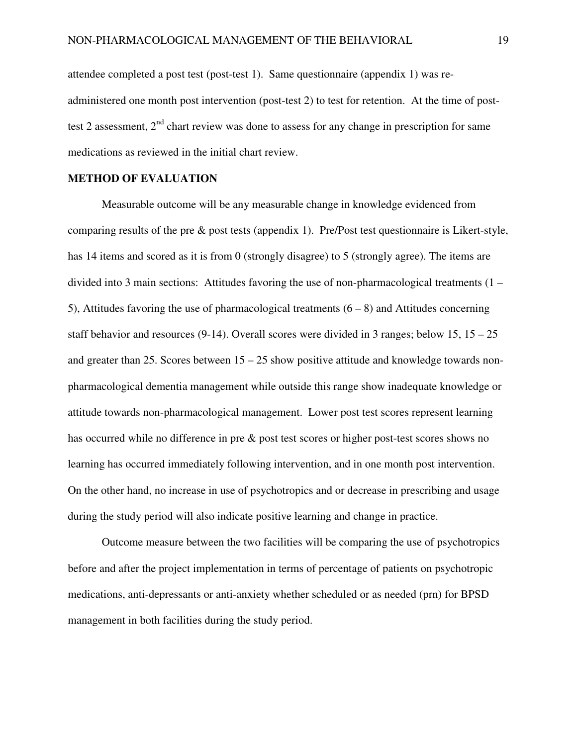attendee completed a post test (post-test 1). Same questionnaire (appendix 1) was re-administered one month post intervention (post-test 2) to test for retention. At the time of post-test 2 assessment, 2nd chart review was done to assess for any change in prescription for same medications as reviewed in the initial chart review.

## METHOD OF EVALUATION

Measurable outcome will be any measurable change in knowledge evidenced from comparing results of the pre & post tests (appendix 1). Pre/Post test questionnaire is Likert-style, has 14 items and scored as it is from 0 (strongly disagree) to 5 (strongly agree). The items are divided into 3 main sections: Attitudes favoring the use of non-pharmacological treatments (1 – 5), Attitudes favoring the use of pharmacological treatments (6 – 8) and Attitudes concerning staff behavior and resources (9-14). Overall scores were divided in 3 ranges; below 15, 15 – 25 and greater than 25. Scores between 15 – 25 show positive attitude and knowledge towards non-pharmacological dementia management while outside this range show inadequate knowledge or attitude towards non-pharmacological management. Lower post test scores represent learning has occurred while no difference in pre & post test scores or higher post-test scores shows no learning has occurred immediately following intervention, and in one month post intervention. On the other hand, no increase in use of psychotropics and or decrease in prescribing and usage during the study period will also indicate positive learning and change in practice.

Outcome measure between the two facilities will be comparing the use of psychotropics before and after the project implementation in terms of percentage of patients on psychotropic medications, anti-depressants or anti-anxiety whether scheduled or as needed (prn) for BPSD management in both facilities during the study period.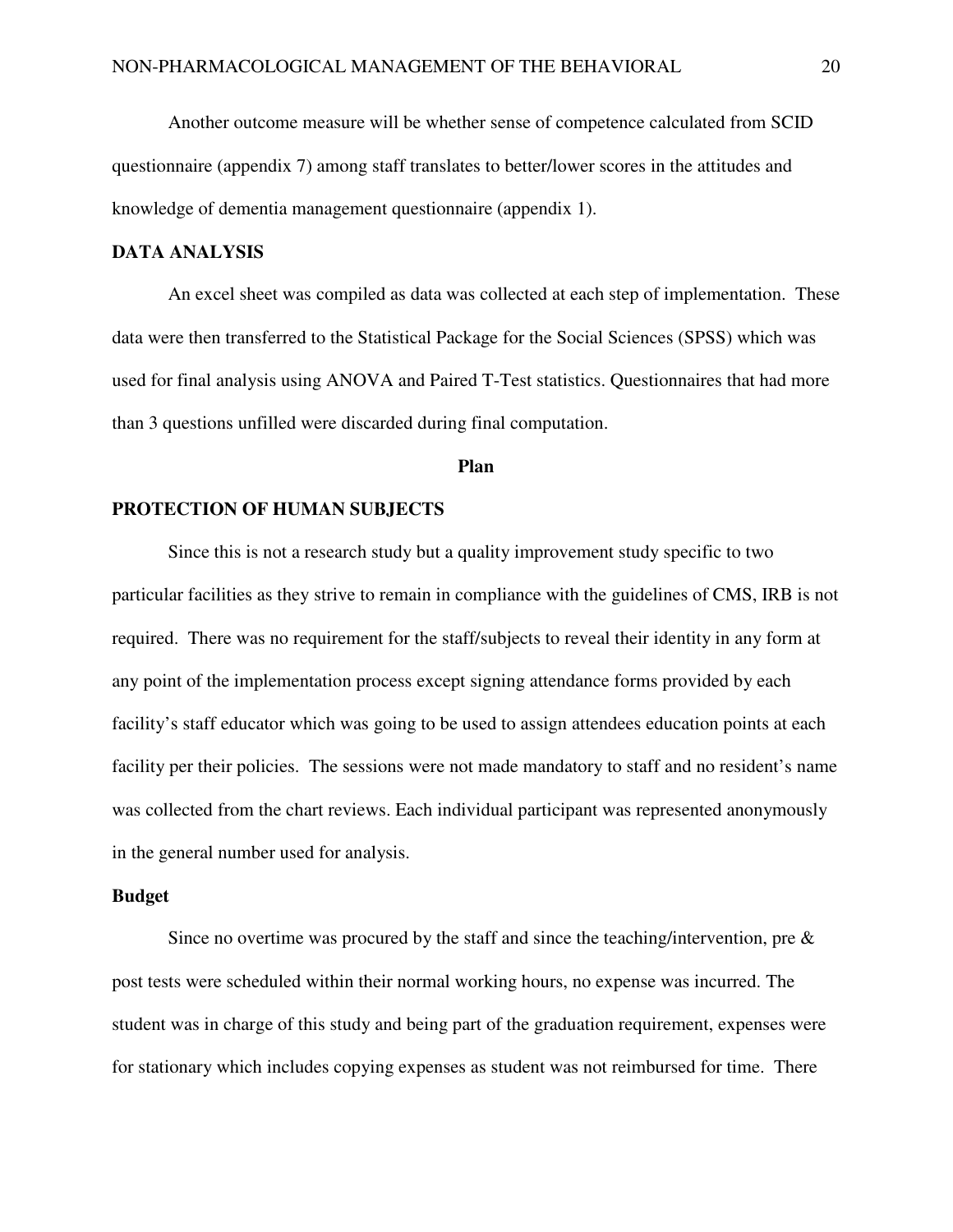Another outcome measure will be whether sense of competence calculated from SCID questionnaire (appendix 7) among staff translates to better/lower scores in the attitudes and knowledge of dementia management questionnaire (appendix 1).

## DATA ANALYSIS

An excel sheet was compiled as data was collected at each step of implementation. These data were then transferred to the Statistical Package for the Social Sciences (SPSS) which was used for final analysis using ANOVA and Paired T-Test statistics. Questionnaires that had more than 3 questions unfilled were discarded during final computation.

**Plan**

## PROTECTION OF HUMAN SUBJECTS

Since this is not a research study but a quality improvement study specific to two particular facilities as they strive to remain in compliance with the guidelines of CMS, IRB is not required. There was no requirement for the staff/subjects to reveal their identity in any form at any point of the implementation process except signing attendance forms provided by each facility's staff educator which was going to be used to assign attendees education points at each facility per their policies. The sessions were not made mandatory to staff and no resident's name was collected from the chart reviews. Each individual participant was represented anonymously in the general number used for analysis.

## Budget

Since no overtime was procured by the staff and since the teaching/intervention, pre & post tests were scheduled within their normal working hours, no expense was incurred. The student was in charge of this study and being part of the graduation requirement, expenses were for stationary which includes copying expenses as student was not reimbursed for time. There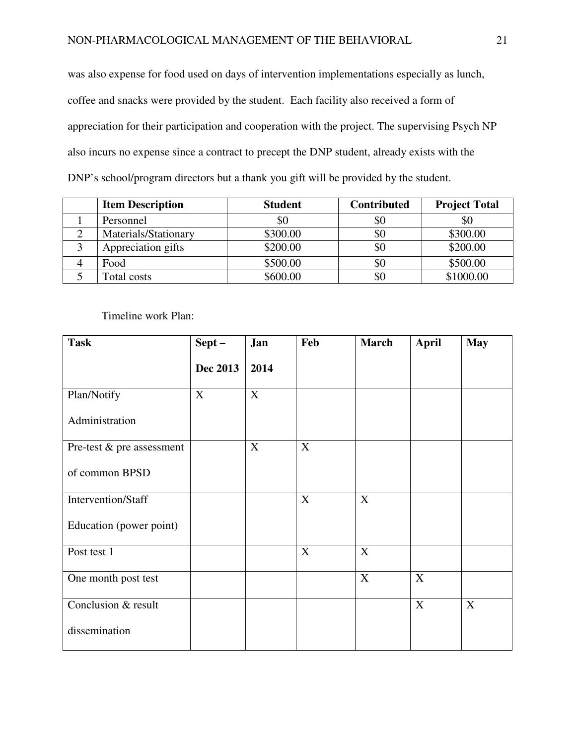was also expense for food used on days of intervention implementations especially as lunch, coffee and snacks were provided by the student. Each facility also received a form of appreciation for their participation and cooperation with the project. The supervising Psych NP also incurs no expense since a contract to precept the DNP student, already exists with the DNP's school/program directors but a thank you gift will be provided by the student.

| | Item Description | Student | Contributed | Project Total |
|---|---|---|---|---|
| 1 | Personnel | $0 | $0 | $0 |
| 2 | Materials/Stationary | $300.00 | $0 | $300.00 |
| 3 | Appreciation gifts | $200.00 | $0 | $200.00 |
| 4 | Food | $500.00 | $0 | $500.00 |
| 5 | Total costs | $600.00 | $0 | $1000.00 |

Timeline work Plan:

| Task | Sept – Dec 2013 | Jan 2014 | Feb | March | April | May |
|---|---|---|---|---|---|---|
| Plan/Notify Administration | X | X | | | | |
| Pre-test & pre assessment of common BPSD | | X | X | | | |
| Intervention/Staff Education (power point) | | | X | X | | |
| Post test 1 | | | X | X | | |
| One month post test | | | | X | X | |
| Conclusion & result dissemination | | | | | X | X |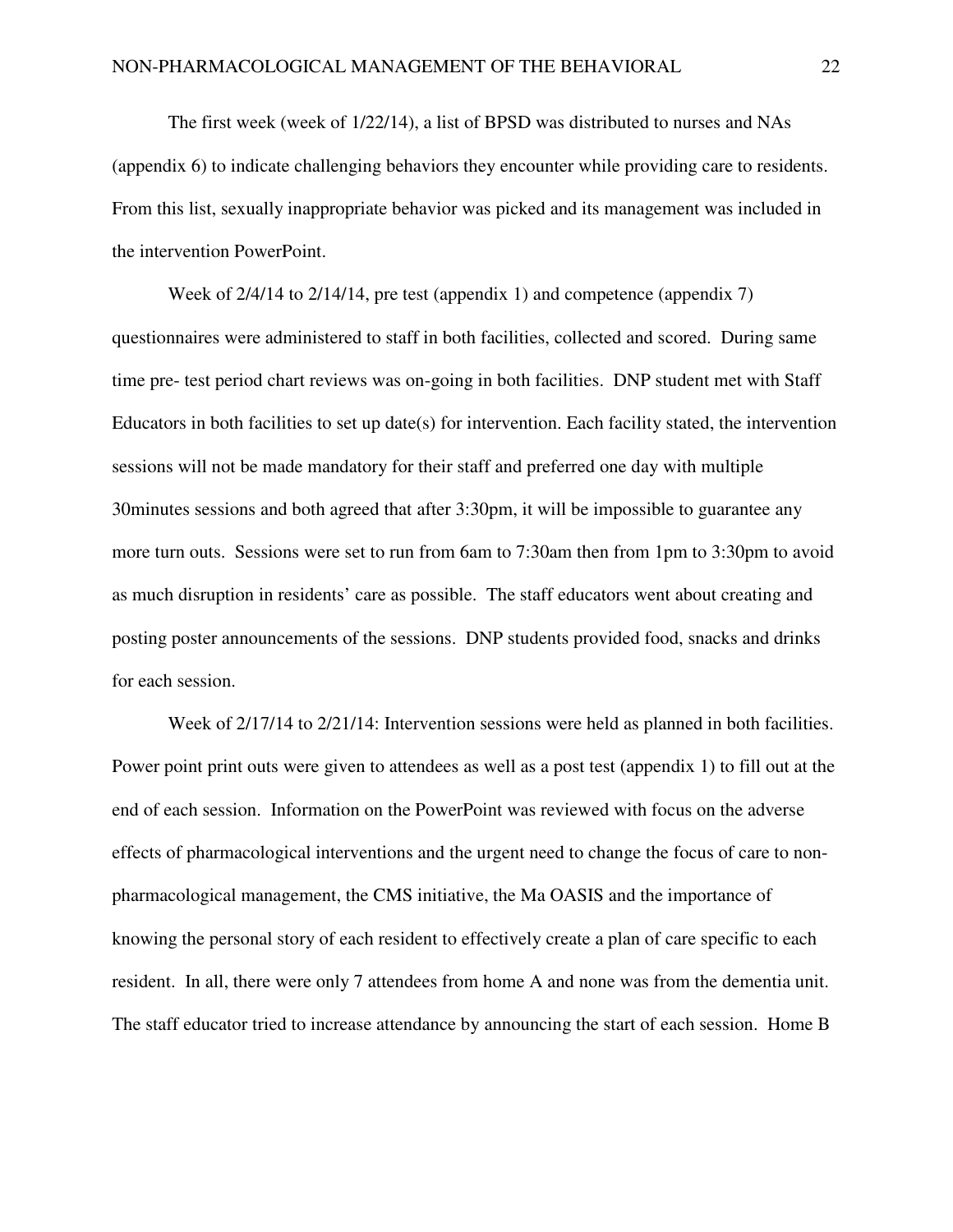The first week (week of 1/22/14), a list of BPSD was distributed to nurses and NAs (appendix 6) to indicate challenging behaviors they encounter while providing care to residents. From this list, sexually inappropriate behavior was picked and its management was included in the intervention PowerPoint.

Week of 2/4/14 to 2/14/14, pre test (appendix 1) and competence (appendix 7) questionnaires were administered to staff in both facilities, collected and scored. During same time pre- test period chart reviews was on-going in both facilities. DNP student met with Staff Educators in both facilities to set up date(s) for intervention. Each facility stated, the intervention sessions will not be made mandatory for their staff and preferred one day with multiple 30minutes sessions and both agreed that after 3:30pm, it will be impossible to guarantee any more turn outs. Sessions were set to run from 6am to 7:30am then from 1pm to 3:30pm to avoid as much disruption in residents' care as possible. The staff educators went about creating and posting poster announcements of the sessions. DNP students provided food, snacks and drinks for each session.

Week of 2/17/14 to 2/21/14: Intervention sessions were held as planned in both facilities. Power point print outs were given to attendees as well as a post test (appendix 1) to fill out at the end of each session. Information on the PowerPoint was reviewed with focus on the adverse effects of pharmacological interventions and the urgent need to change the focus of care to non-pharmacological management, the CMS initiative, the Ma OASIS and the importance of knowing the personal story of each resident to effectively create a plan of care specific to each resident. In all, there were only 7 attendees from home A and none was from the dementia unit. The staff educator tried to increase attendance by announcing the start of each session. Home B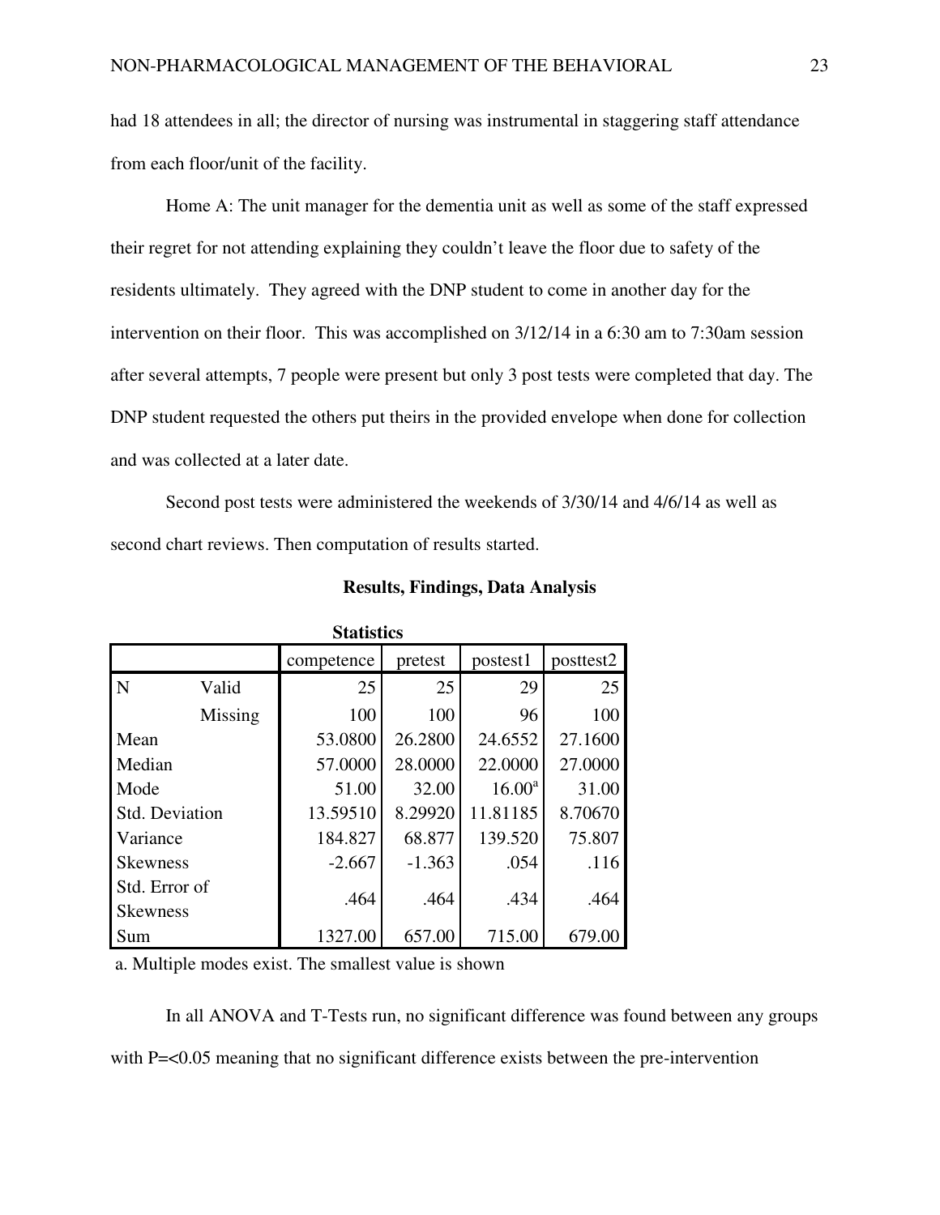had 18 attendees in all; the director of nursing was instrumental in staggering staff attendance from each floor/unit of the facility.

Home A: The unit manager for the dementia unit as well as some of the staff expressed their regret for not attending explaining they couldn't leave the floor due to safety of the residents ultimately.  They agreed with the DNP student to come in another day for the intervention on their floor.  This was accomplished on 3/12/14 in a 6:30 am to 7:30am session after several attempts, 7 people were present but only 3 post tests were completed that day. The DNP student requested the others put theirs in the provided envelope when done for collection and was collected at a later date.

Second post tests were administered the weekends of 3/30/14 and 4/6/14 as well as second chart reviews. Then computation of results started.

## Results, Findings, Data Analysis

**Statistics**

| | | competence | pretest | postest1 | posttest2 |
|---|---|---|---|---|---|
| N | Valid | 25 | 25 | 29 | 25 |
| | Missing | 100 | 100 | 96 | 100 |
| Mean | | 53.0800 | 26.2800 | 24.6552 | 27.1600 |
| Median | | 57.0000 | 28.0000 | 22.0000 | 27.0000 |
| Mode | | 51.00 | 32.00 | 16.00[a] | 31.00 |
| Std. Deviation | | 13.59510 | 8.29920 | 11.81185 | 8.70670 |
| Variance | | 184.827 | 68.877 | 139.520 | 75.807 |
| Skewness | | -2.667 | -1.363 | .054 | .116 |
| Std. Error of Skewness | | .464 | .464 | .434 | .464 |
| Sum | | 1327.00 | 657.00 | 715.00 | 679.00 |

a. Multiple modes exist. The smallest value is shown

In all ANOVA and T-Tests run, no significant difference was found between any groups with P=<0.05 meaning that no significant difference exists between the pre-intervention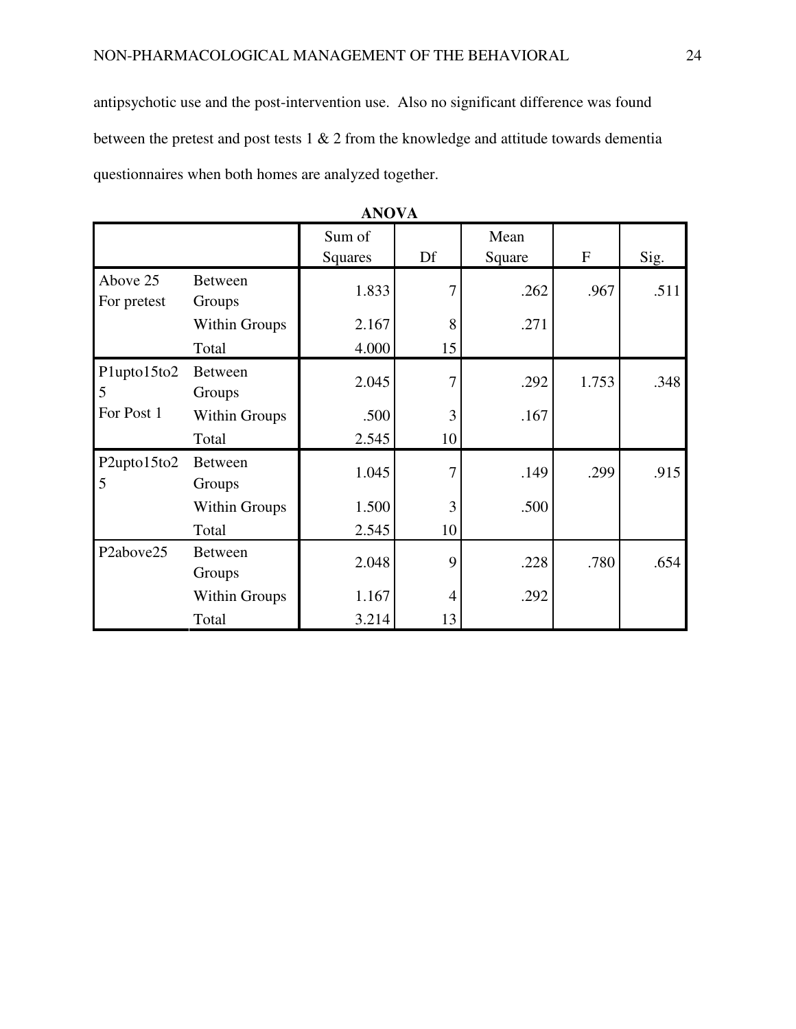antipsychotic use and the post-intervention use. Also no significant difference was found between the pretest and post tests 1 & 2 from the knowledge and attitude towards dementia questionnaires when both homes are analyzed together.

**ANOVA**

| | | Sum of Squares | Df | Mean Square | F | Sig. |
|---|---|---|---|---|---|---|
| Above 25 For pretest | Between Groups | 1.833 | 7 | .262 | .967 | .511 |
| | Within Groups | 2.167 | 8 | .271 | | |
| | Total | 4.000 | 15 | | | |
| P1upto15to25 For Post 1 | Between Groups | 2.045 | 7 | .292 | 1.753 | .348 |
| | Within Groups | .500 | 3 | .167 | | |
| | Total | 2.545 | 10 | | | |
| P2upto15to25 | Between Groups | 1.045 | 7 | .149 | .299 | .915 |
| | Within Groups | 1.500 | 3 | .500 | | |
| | Total | 2.545 | 10 | | | |
| P2above25 | Between Groups | 2.048 | 9 | .228 | .780 | .654 |
| | Within Groups | 1.167 | 4 | .292 | | |
| | Total | 3.214 | 13 | | | |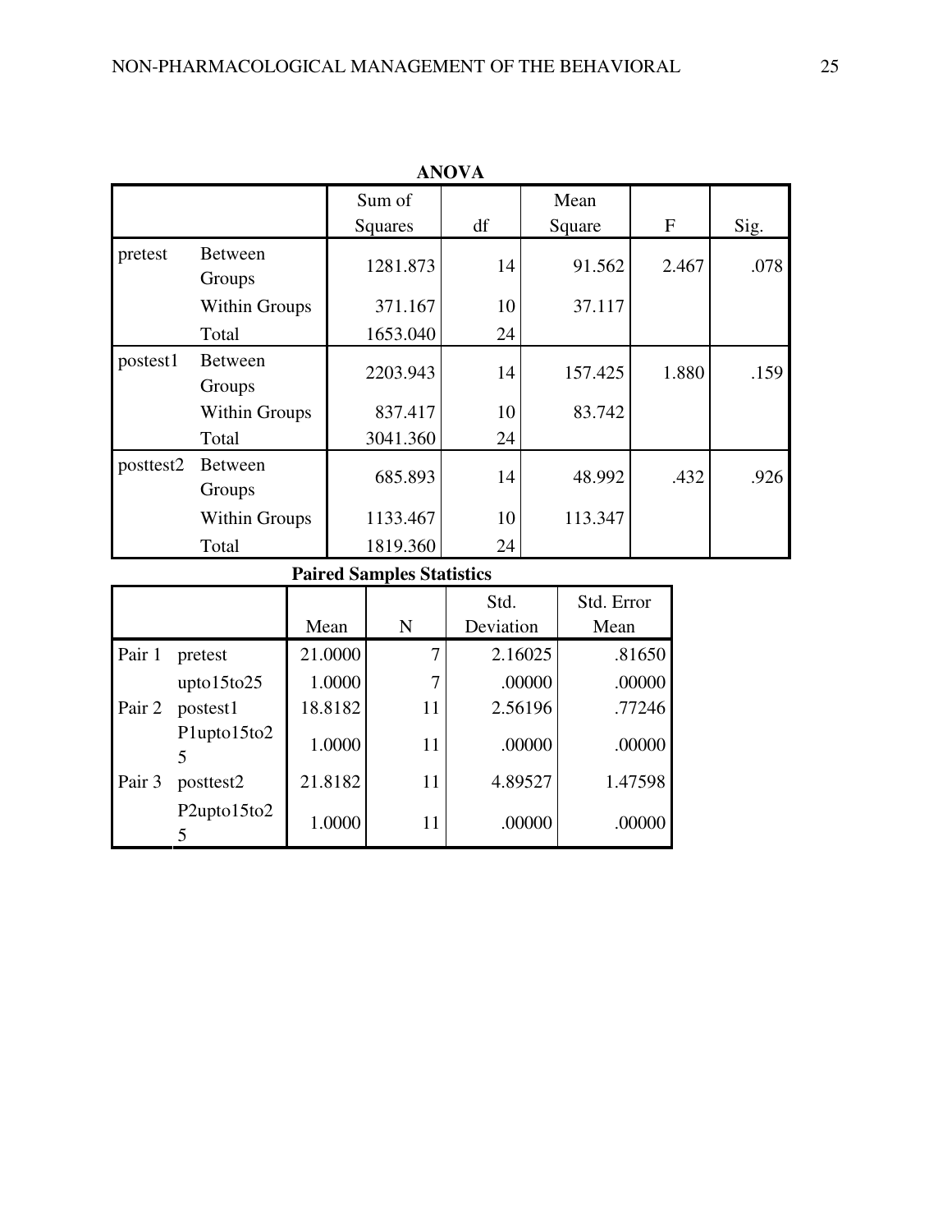**ANOVA**

| | | Sum of Squares | df | Mean Square | F | Sig. |
|---|---|---|---|---|---|---|
| pretest | Between Groups | 1281.873 | 14 | 91.562 | 2.467 | .078 |
| | Within Groups | 371.167 | 10 | 37.117 | | |
| | Total | 1653.040 | 24 | | | |
| postest1 | Between Groups | 2203.943 | 14 | 157.425 | 1.880 | .159 |
| | Within Groups | 837.417 | 10 | 83.742 | | |
| | Total | 3041.360 | 24 | | | |
| posttest2 | Between Groups | 685.893 | 14 | 48.992 | .432 | .926 |
| | Within Groups | 1133.467 | 10 | 113.347 | | |
| | Total | 1819.360 | 24 | | | |

**Paired Samples Statistics**

| | | Mean | N | Std. Deviation | Std. Error Mean |
|---|---|---|---|---|---|
| Pair 1 | pretest | 21.0000 | 7 | 2.16025 | .81650 |
| | upto15to25 | 1.0000 | 7 | .00000 | .00000 |
| Pair 2 | postest1 | 18.8182 | 11 | 2.56196 | .77246 |
| | P1upto15to25 | 1.0000 | 11 | .00000 | .00000 |
| Pair 3 | posttest2 | 21.8182 | 11 | 4.89527 | 1.47598 |
| | P2upto15to25 | 1.0000 | 11 | .00000 | .00000 |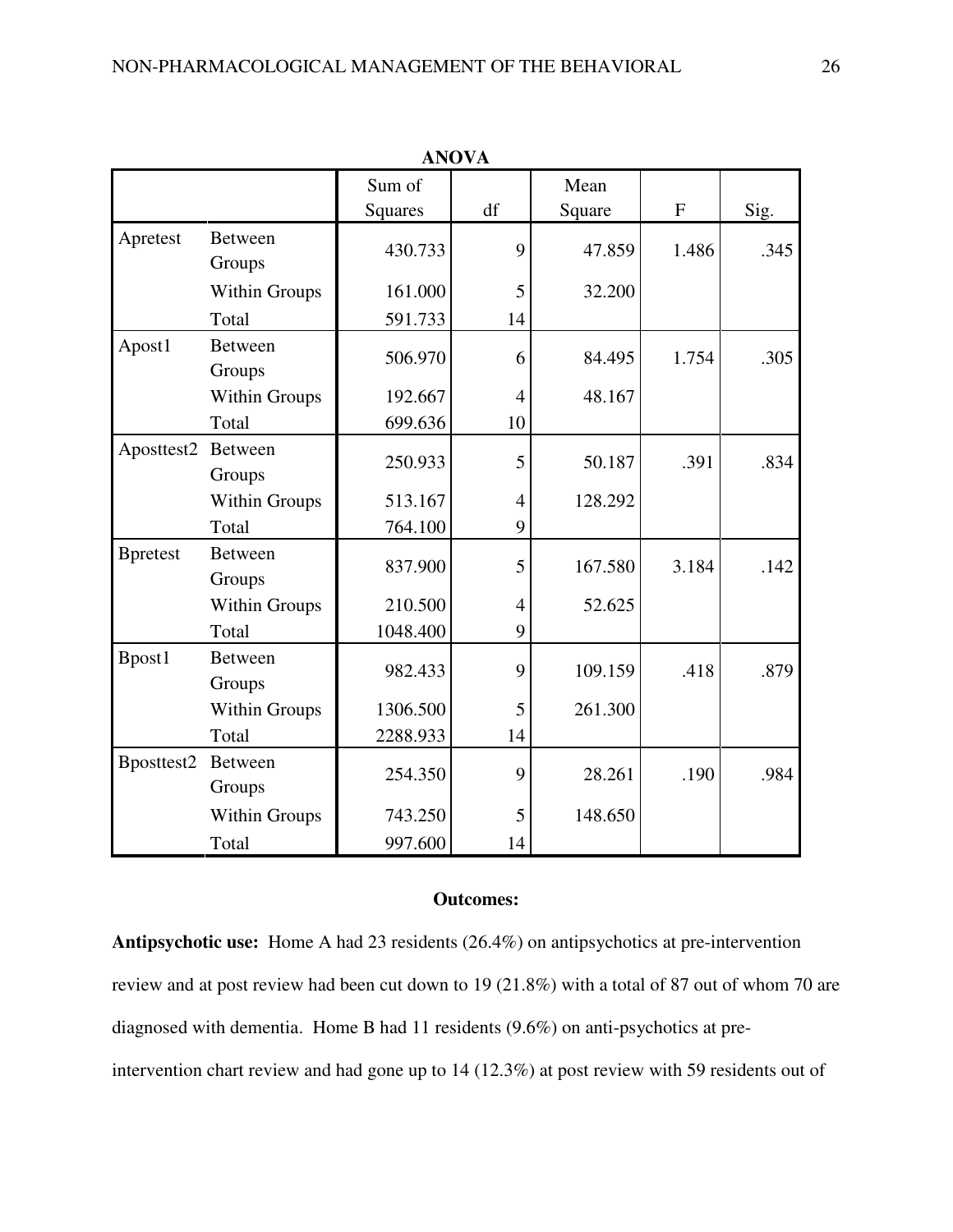**ANOVA**

| | | Sum of Squares | df | Mean Square | F | Sig. |
|---|---|---|---|---|---|---|
| Apretest | Between Groups | 430.733 | 9 | 47.859 | 1.486 | .345 |
| | Within Groups | 161.000 | 5 | 32.200 | | |
| | Total | 591.733 | 14 | | | |
| Apost1 | Between Groups | 506.970 | 6 | 84.495 | 1.754 | .305 |
| | Within Groups | 192.667 | 4 | 48.167 | | |
| | Total | 699.636 | 10 | | | |
| Aposttest2 | Between Groups | 250.933 | 5 | 50.187 | .391 | .834 |
| | Within Groups | 513.167 | 4 | 128.292 | | |
| | Total | 764.100 | 9 | | | |
| Bpretest | Between Groups | 837.900 | 5 | 167.580 | 3.184 | .142 |
| | Within Groups | 210.500 | 4 | 52.625 | | |
| | Total | 1048.400 | 9 | | | |
| Bpost1 | Between Groups | 982.433 | 9 | 109.159 | .418 | .879 |
| | Within Groups | 1306.500 | 5 | 261.300 | | |
| | Total | 2288.933 | 14 | | | |
| Bposttest2 | Between Groups | 254.350 | 9 | 28.261 | .190 | .984 |
| | Within Groups | 743.250 | 5 | 148.650 | | |
| | Total | 997.600 | 14 | | | |

**Outcomes:**

**Antipsychotic use:** Home A had 23 residents (26.4%) on antipsychotics at pre-intervention review and at post review had been cut down to 19 (21.8%) with a total of 87 out of whom 70 are diagnosed with dementia. Home B had 11 residents (9.6%) on anti-psychotics at pre-intervention chart review and had gone up to 14 (12.3%) at post review with 59 residents out of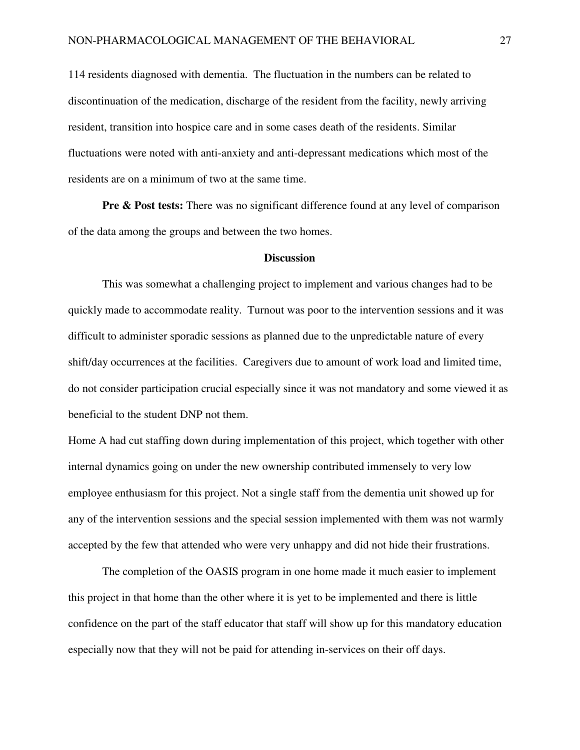114 residents diagnosed with dementia. The fluctuation in the numbers can be related to discontinuation of the medication, discharge of the resident from the facility, newly arriving resident, transition into hospice care and in some cases death of the residents. Similar fluctuations were noted with anti-anxiety and anti-depressant medications which most of the residents are on a minimum of two at the same time.

**Pre & Post tests:** There was no significant difference found at any level of comparison of the data among the groups and between the two homes.

## Discussion

This was somewhat a challenging project to implement and various changes had to be quickly made to accommodate reality. Turnout was poor to the intervention sessions and it was difficult to administer sporadic sessions as planned due to the unpredictable nature of every shift/day occurrences at the facilities. Caregivers due to amount of work load and limited time, do not consider participation crucial especially since it was not mandatory and some viewed it as beneficial to the student DNP not them.

Home A had cut staffing down during implementation of this project, which together with other internal dynamics going on under the new ownership contributed immensely to very low employee enthusiasm for this project. Not a single staff from the dementia unit showed up for any of the intervention sessions and the special session implemented with them was not warmly accepted by the few that attended who were very unhappy and did not hide their frustrations.

The completion of the OASIS program in one home made it much easier to implement this project in that home than the other where it is yet to be implemented and there is little confidence on the part of the staff educator that staff will show up for this mandatory education especially now that they will not be paid for attending in-services on their off days.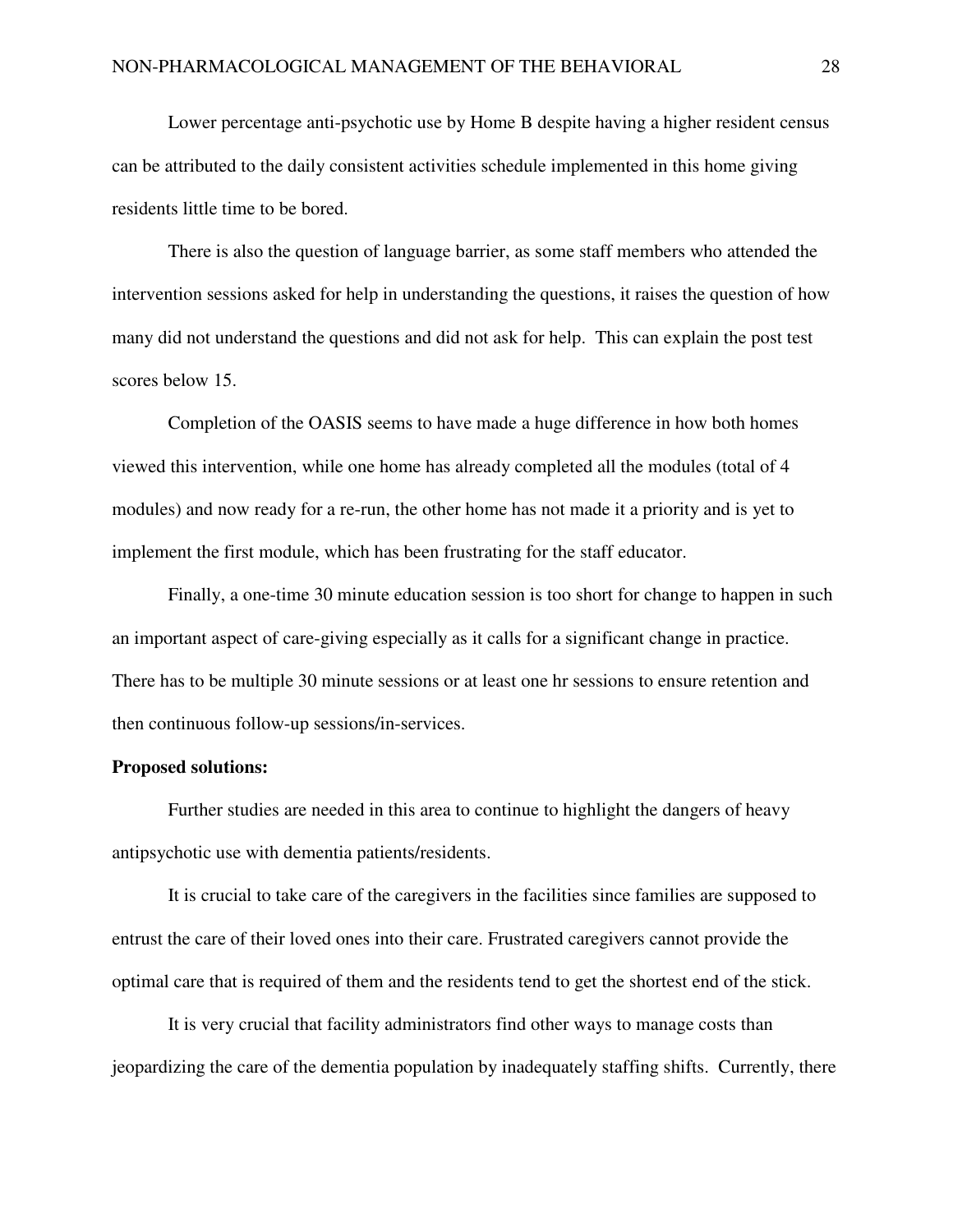Lower percentage anti-psychotic use by Home B despite having a higher resident census can be attributed to the daily consistent activities schedule implemented in this home giving residents little time to be bored.

There is also the question of language barrier, as some staff members who attended the intervention sessions asked for help in understanding the questions, it raises the question of how many did not understand the questions and did not ask for help. This can explain the post test scores below 15.

Completion of the OASIS seems to have made a huge difference in how both homes viewed this intervention, while one home has already completed all the modules (total of 4 modules) and now ready for a re-run, the other home has not made it a priority and is yet to implement the first module, which has been frustrating for the staff educator.

Finally, a one-time 30 minute education session is too short for change to happen in such an important aspect of care-giving especially as it calls for a significant change in practice. There has to be multiple 30 minute sessions or at least one hr sessions to ensure retention and then continuous follow-up sessions/in-services.

**Proposed solutions:**

Further studies are needed in this area to continue to highlight the dangers of heavy antipsychotic use with dementia patients/residents.

It is crucial to take care of the caregivers in the facilities since families are supposed to entrust the care of their loved ones into their care. Frustrated caregivers cannot provide the optimal care that is required of them and the residents tend to get the shortest end of the stick.

It is very crucial that facility administrators find other ways to manage costs than jeopardizing the care of the dementia population by inadequately staffing shifts. Currently, there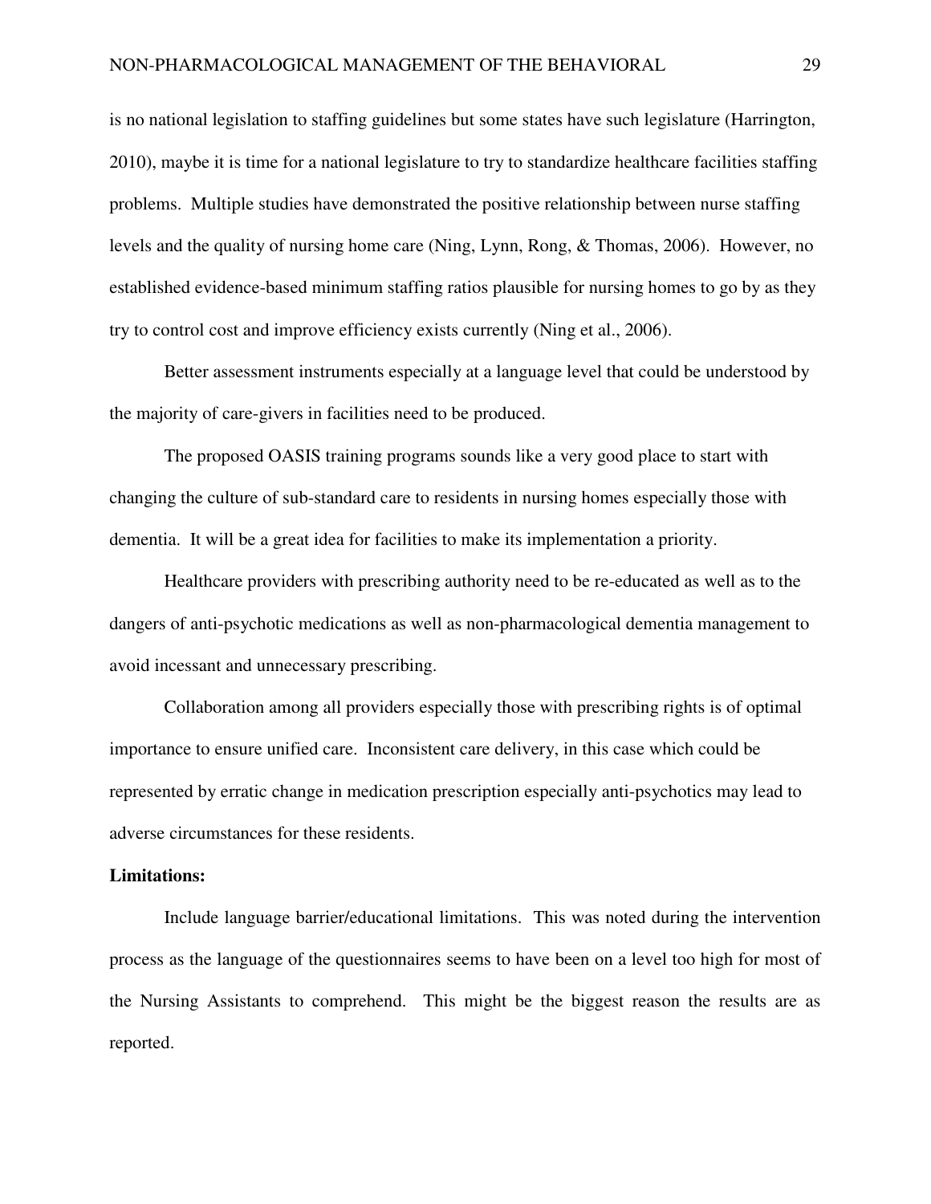is no national legislation to staffing guidelines but some states have such legislature (Harrington, 2010), maybe it is time for a national legislature to try to standardize healthcare facilities staffing problems. Multiple studies have demonstrated the positive relationship between nurse staffing levels and the quality of nursing home care (Ning, Lynn, Rong, & Thomas, 2006). However, no established evidence-based minimum staffing ratios plausible for nursing homes to go by as they try to control cost and improve efficiency exists currently (Ning et al., 2006).

Better assessment instruments especially at a language level that could be understood by the majority of care-givers in facilities need to be produced.

The proposed OASIS training programs sounds like a very good place to start with changing the culture of sub-standard care to residents in nursing homes especially those with dementia. It will be a great idea for facilities to make its implementation a priority.

Healthcare providers with prescribing authority need to be re-educated as well as to the dangers of anti-psychotic medications as well as non-pharmacological dementia management to avoid incessant and unnecessary prescribing.

Collaboration among all providers especially those with prescribing rights is of optimal importance to ensure unified care. Inconsistent care delivery, in this case which could be represented by erratic change in medication prescription especially anti-psychotics may lead to adverse circumstances for these residents.

**Limitations:**

Include language barrier/educational limitations. This was noted during the intervention process as the language of the questionnaires seems to have been on a level too high for most of the Nursing Assistants to comprehend. This might be the biggest reason the results are as reported.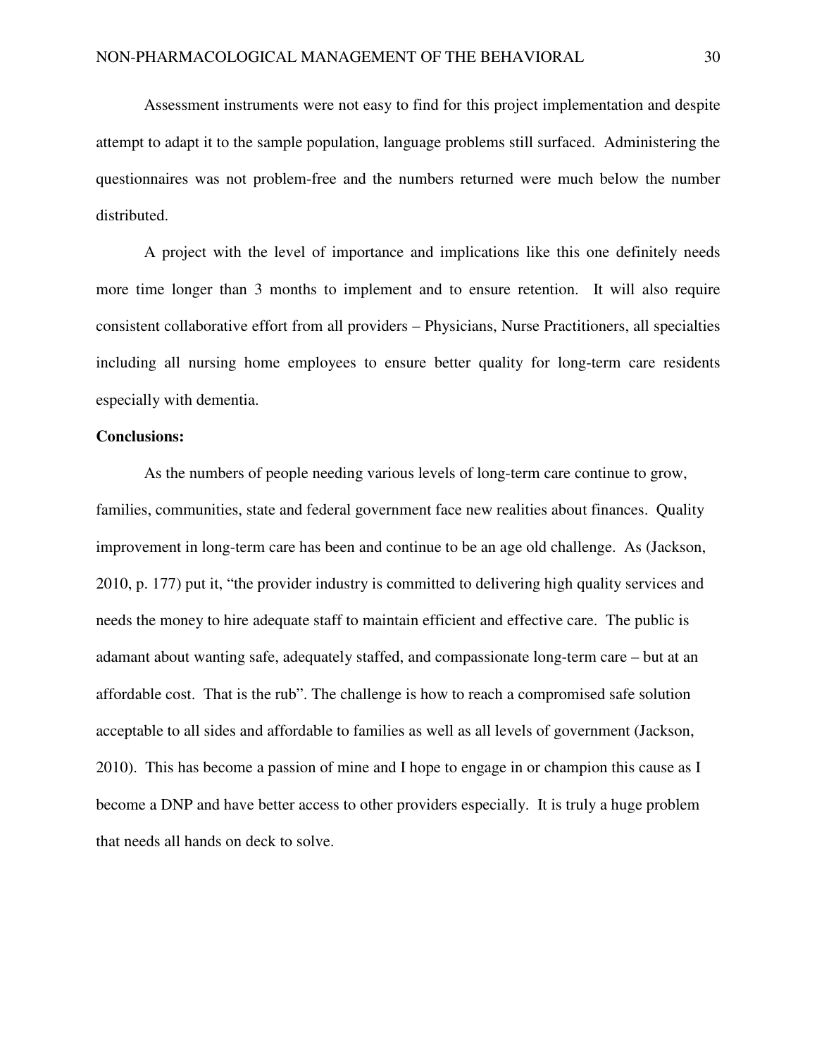Assessment instruments were not easy to find for this project implementation and despite attempt to adapt it to the sample population, language problems still surfaced. Administering the questionnaires was not problem-free and the numbers returned were much below the number distributed.

A project with the level of importance and implications like this one definitely needs more time longer than 3 months to implement and to ensure retention. It will also require consistent collaborative effort from all providers – Physicians, Nurse Practitioners, all specialties including all nursing home employees to ensure better quality for long-term care residents especially with dementia.

**Conclusions:**

As the numbers of people needing various levels of long-term care continue to grow, families, communities, state and federal government face new realities about finances. Quality improvement in long-term care has been and continue to be an age old challenge. As (Jackson, 2010, p. 177) put it, "the provider industry is committed to delivering high quality services and needs the money to hire adequate staff to maintain efficient and effective care. The public is adamant about wanting safe, adequately staffed, and compassionate long-term care – but at an affordable cost. That is the rub". The challenge is how to reach a compromised safe solution acceptable to all sides and affordable to families as well as all levels of government (Jackson, 2010). This has become a passion of mine and I hope to engage in or champion this cause as I become a DNP and have better access to other providers especially. It is truly a huge problem that needs all hands on deck to solve.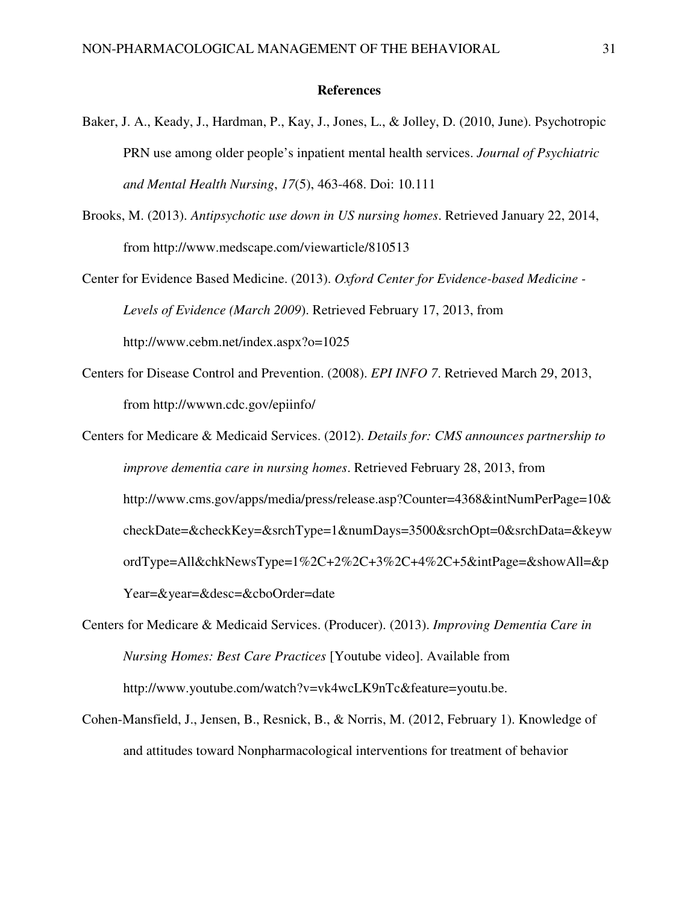## References

Baker, J. A., Keady, J., Hardman, P., Kay, J., Jones, L., & Jolley, D. (2010, June). Psychotropic PRN use among older people's inpatient mental health services. *Journal of Psychiatric and Mental Health Nursing*, *17*(5), 463-468. Doi: 10.111

Brooks, M. (2013). *Antipsychotic use down in US nursing homes*. Retrieved January 22, 2014, from http://www.medscape.com/viewarticle/810513

Center for Evidence Based Medicine. (2013). *Oxford Center for Evidence-based Medicine - Levels of Evidence (March 2009*). Retrieved February 17, 2013, from http://www.cebm.net/index.aspx?o=1025

Centers for Disease Control and Prevention. (2008). *EPI INFO 7*. Retrieved March 29, 2013, from http://wwwn.cdc.gov/epiinfo/

Centers for Medicare & Medicaid Services. (2012). *Details for: CMS announces partnership to improve dementia care in nursing homes*. Retrieved February 28, 2013, from http://www.cms.gov/apps/media/press/release.asp?Counter=4368&intNumPerPage=10&checkDate=&checkKey=&srchType=1&numDays=3500&srchOpt=0&srchData=&keywordType=All&chkNewsType=1%2C+2%2C+3%2C+4%2C+5&intPage=&showAll=&pYear=&year=&desc=&cboOrder=date

Centers for Medicare & Medicaid Services. (Producer). (2013). *Improving Dementia Care in Nursing Homes: Best Care Practices* [Youtube video]. Available from http://www.youtube.com/watch?v=vk4wcLK9nTc&feature=youtu.be.

Cohen-Mansfield, J., Jensen, B., Resnick, B., & Norris, M. (2012, February 1). Knowledge of and attitudes toward Nonpharmacological interventions for treatment of behavior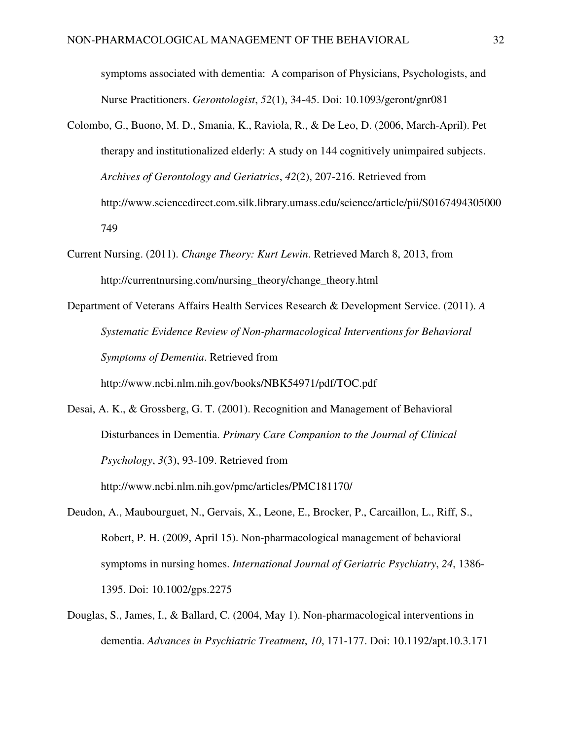symptoms associated with dementia: A comparison of Physicians, Psychologists, and Nurse Practitioners. *Gerontologist*, *52*(1), 34-45. Doi: 10.1093/geront/gnr081

Colombo, G., Buono, M. D., Smania, K., Raviola, R., & De Leo, D. (2006, March-April). Pet therapy and institutionalized elderly: A study on 144 cognitively unimpaired subjects. *Archives of Gerontology and Geriatrics*, *42*(2), 207-216. Retrieved from http://www.sciencedirect.com.silk.library.umass.edu/science/article/pii/S0167494305000749

Current Nursing. (2011). *Change Theory: Kurt Lewin*. Retrieved March 8, 2013, from http://currentnursing.com/nursing_theory/change_theory.html

Department of Veterans Affairs Health Services Research & Development Service. (2011). *A Systematic Evidence Review of Non-pharmacological Interventions for Behavioral Symptoms of Dementia*. Retrieved from http://www.ncbi.nlm.nih.gov/books/NBK54971/pdf/TOC.pdf

Desai, A. K., & Grossberg, G. T. (2001). Recognition and Management of Behavioral Disturbances in Dementia. *Primary Care Companion to the Journal of Clinical Psychology*, *3*(3), 93-109. Retrieved from http://www.ncbi.nlm.nih.gov/pmc/articles/PMC181170/

Deudon, A., Maubourguet, N., Gervais, X., Leone, E., Brocker, P., Carcaillon, L., Riff, S., Robert, P. H. (2009, April 15). Non-pharmacological management of behavioral symptoms in nursing homes. *International Journal of Geriatric Psychiatry*, *24*, 1386-1395. Doi: 10.1002/gps.2275

Douglas, S., James, I., & Ballard, C. (2004, May 1). Non-pharmacological interventions in dementia. *Advances in Psychiatric Treatment*, *10*, 171-177. Doi: 10.1192/apt.10.3.171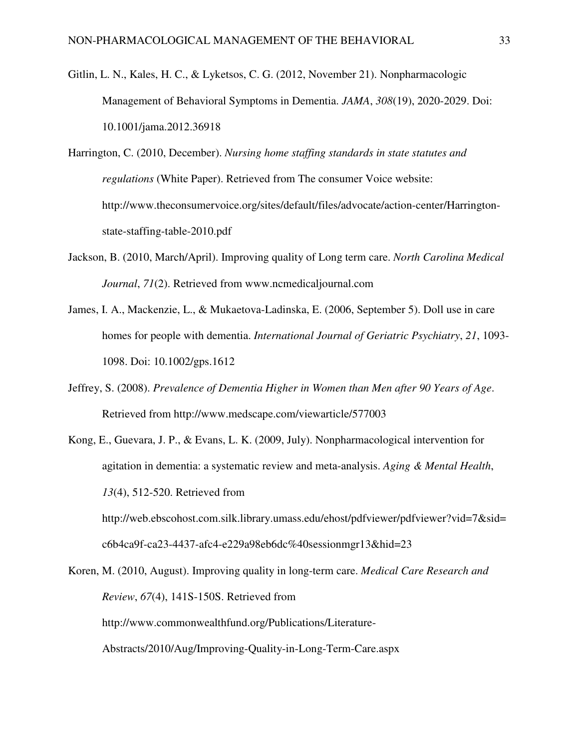Gitlin, L. N., Kales, H. C., & Lyketsos, C. G. (2012, November 21). Nonpharmacologic Management of Behavioral Symptoms in Dementia. *JAMA*, *308*(19), 2020-2029. Doi: 10.1001/jama.2012.36918

Harrington, C. (2010, December). *Nursing home staffing standards in state statutes and regulations* (White Paper). Retrieved from The consumer Voice website: http://www.theconsumervoice.org/sites/default/files/advocate/action-center/Harrington-state-staffing-table-2010.pdf

Jackson, B. (2010, March/April). Improving quality of Long term care. *North Carolina Medical Journal*, *71*(2). Retrieved from www.ncmedicaljournal.com

James, I. A., Mackenzie, L., & Mukaetova-Ladinska, E. (2006, September 5). Doll use in care homes for people with dementia. *International Journal of Geriatric Psychiatry*, *21*, 1093-1098. Doi: 10.1002/gps.1612

Jeffrey, S. (2008). *Prevalence of Dementia Higher in Women than Men after 90 Years of Age*. Retrieved from http://www.medscape.com/viewarticle/577003

Kong, E., Guevara, J. P., & Evans, L. K. (2009, July). Nonpharmacological intervention for agitation in dementia: a systematic review and meta-analysis. *Aging & Mental Health*, *13*(4), 512-520. Retrieved from http://web.ebscohost.com.silk.library.umass.edu/ehost/pdfviewer/pdfviewer?vid=7&sid=c6b4ca9f-ca23-4437-afc4-e229a98eb6dc%40sessionmgr13&hid=23

Koren, M. (2010, August). Improving quality in long-term care. *Medical Care Research and Review*, *67*(4), 141S-150S. Retrieved from http://www.commonwealthfund.org/Publications/Literature-Abstracts/2010/Aug/Improving-Quality-in-Long-Term-Care.aspx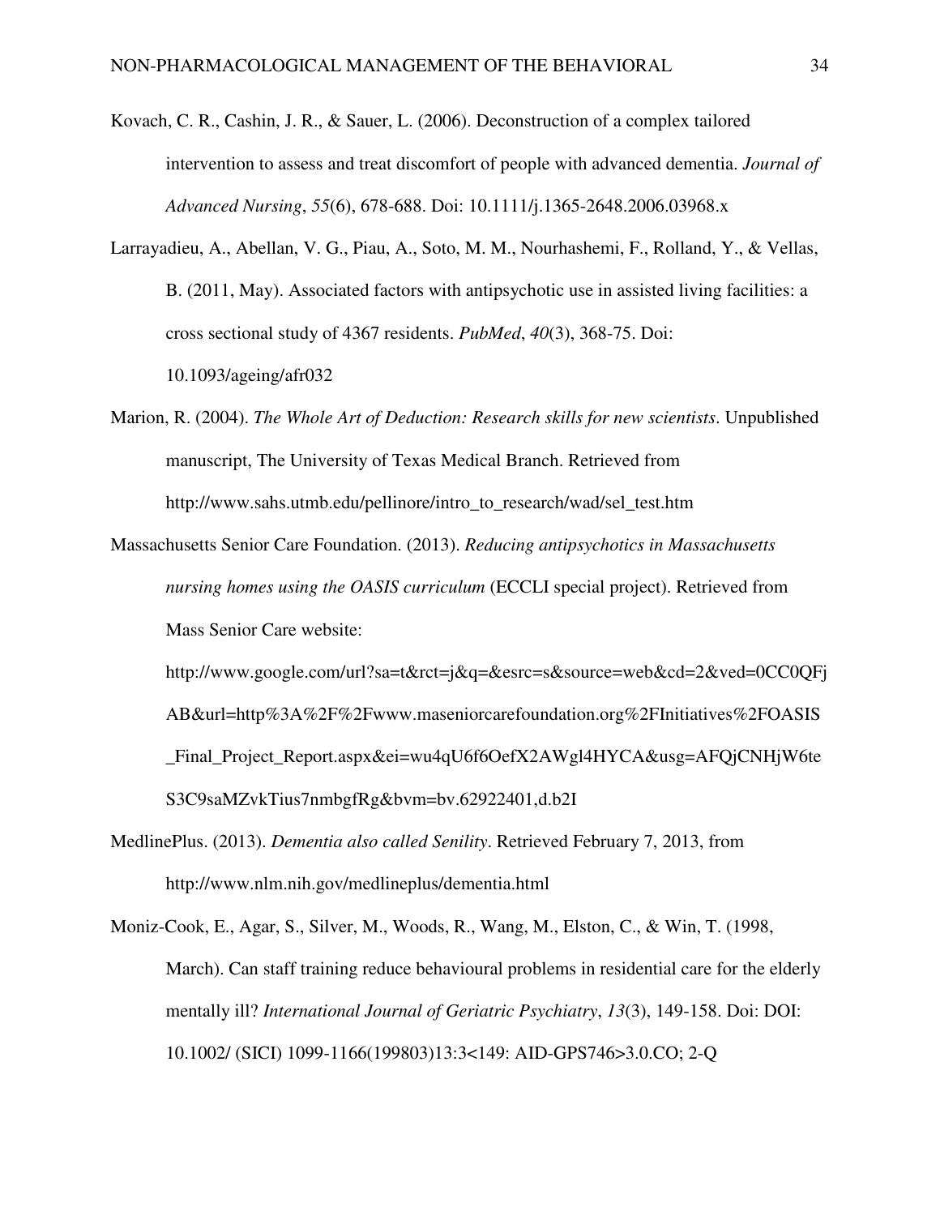Kovach, C. R., Cashin, J. R., & Sauer, L. (2006). Deconstruction of a complex tailored intervention to assess and treat discomfort of people with advanced dementia. *Journal of Advanced Nursing*, *55*(6), 678-688. Doi: 10.1111/j.1365-2648.2006.03968.x

Larrayadieu, A., Abellan, V. G., Piau, A., Soto, M. M., Nourhashemi, F., Rolland, Y., & Vellas, B. (2011, May). Associated factors with antipsychotic use in assisted living facilities: a cross sectional study of 4367 residents. *PubMed*, *40*(3), 368-75. Doi: 10.1093/ageing/afr032

Marion, R. (2004). *The Whole Art of Deduction: Research skills for new scientists*. Unpublished manuscript, The University of Texas Medical Branch. Retrieved from http://www.sahs.utmb.edu/pellinore/intro_to_research/wad/sel_test.htm

Massachusetts Senior Care Foundation. (2013). *Reducing antipsychotics in Massachusetts nursing homes using the OASIS curriculum* (ECCLI special project). Retrieved from Mass Senior Care website: http://www.google.com/url?sa=t&rct=j&q=&esrc=s&source=web&cd=2&ved=0CC0QFjAB&url=http%3A%2F%2Fwww.maseniorcarefoundation.org%2FInitiatives%2FOASIS_Final_Project_Report.aspx&ei=wu4qU6f6OefX2AWgl4HYCA&usg=AFQjCNHjW6teS3C9saMZvkTius7nmbgfRg&bvm=bv.62922401,d.b2I

MedlinePlus. (2013). *Dementia also called Senility*. Retrieved February 7, 2013, from http://www.nlm.nih.gov/medlineplus/dementia.html

Moniz-Cook, E., Agar, S., Silver, M., Woods, R., Wang, M., Elston, C., & Win, T. (1998, March). Can staff training reduce behavioural problems in residential care for the elderly mentally ill? *International Journal of Geriatric Psychiatry*, *13*(3), 149-158. Doi: DOI: 10.1002/ (SICI) 1099-1166(199803)13:3<149: AID-GPS746>3.0.CO; 2-Q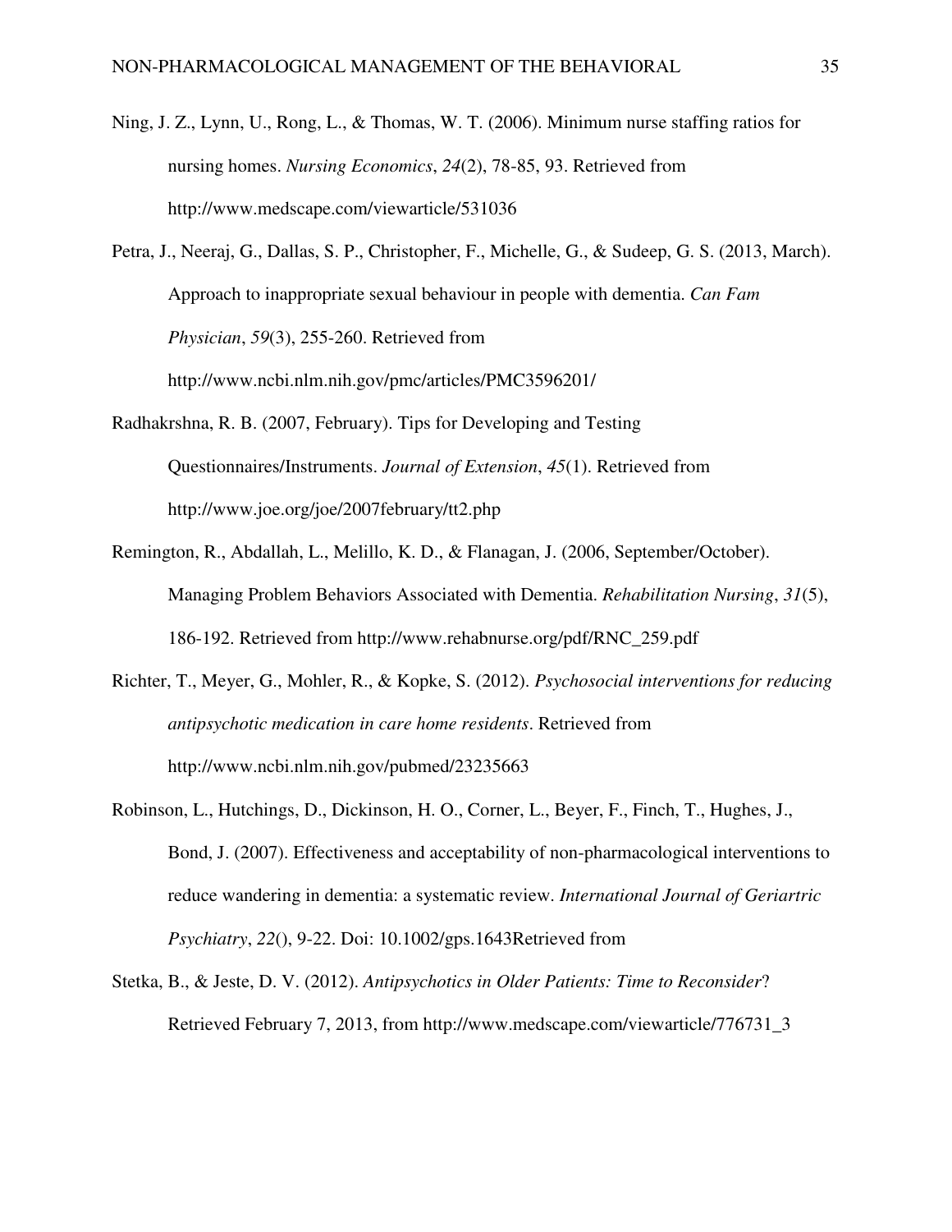Ning, J. Z., Lynn, U., Rong, L., & Thomas, W. T. (2006). Minimum nurse staffing ratios for nursing homes. *Nursing Economics*, *24*(2), 78-85, 93. Retrieved from http://www.medscape.com/viewarticle/531036

Petra, J., Neeraj, G., Dallas, S. P., Christopher, F., Michelle, G., & Sudeep, G. S. (2013, March). Approach to inappropriate sexual behaviour in people with dementia. *Can Fam Physician*, *59*(3), 255-260. Retrieved from http://www.ncbi.nlm.nih.gov/pmc/articles/PMC3596201/

Radhakrshna, R. B. (2007, February). Tips for Developing and Testing Questionnaires/Instruments. *Journal of Extension*, *45*(1). Retrieved from http://www.joe.org/joe/2007february/tt2.php

Remington, R., Abdallah, L., Melillo, K. D., & Flanagan, J. (2006, September/October). Managing Problem Behaviors Associated with Dementia. *Rehabilitation Nursing*, *31*(5), 186-192. Retrieved from http://www.rehabnurse.org/pdf/RNC_259.pdf

Richter, T., Meyer, G., Mohler, R., & Kopke, S. (2012). *Psychosocial interventions for reducing antipsychotic medication in care home residents*. Retrieved from http://www.ncbi.nlm.nih.gov/pubmed/23235663

Robinson, L., Hutchings, D., Dickinson, H. O., Corner, L., Beyer, F., Finch, T., Hughes, J., Bond, J. (2007). Effectiveness and acceptability of non-pharmacological interventions to reduce wandering in dementia: a systematic review. *International Journal of Geriartric Psychiatry*, *22*(), 9-22. Doi: 10.1002/gps.1643Retrieved from

Stetka, B., & Jeste, D. V. (2012). *Antipsychotics in Older Patients: Time to Reconsider*? Retrieved February 7, 2013, from http://www.medscape.com/viewarticle/776731_3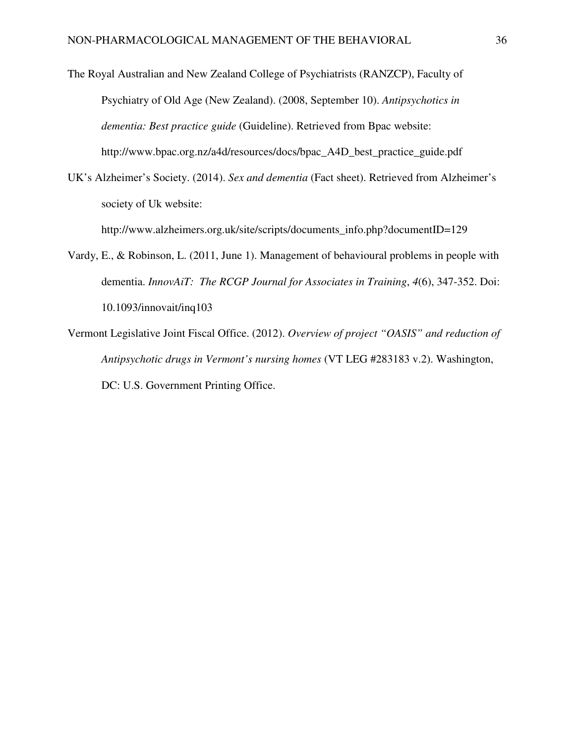The Royal Australian and New Zealand College of Psychiatrists (RANZCP), Faculty of Psychiatry of Old Age (New Zealand). (2008, September 10). *Antipsychotics in dementia: Best practice guide* (Guideline). Retrieved from Bpac website: http://www.bpac.org.nz/a4d/resources/docs/bpac_A4D_best_practice_guide.pdf

UK's Alzheimer's Society. (2014). *Sex and dementia* (Fact sheet). Retrieved from Alzheimer's society of Uk website: http://www.alzheimers.org.uk/site/scripts/documents_info.php?documentID=129

Vardy, E., & Robinson, L. (2011, June 1). Management of behavioural problems in people with dementia. *InnovAiT: The RCGP Journal for Associates in Training*, *4*(6), 347-352. Doi: 10.1093/innovait/inq103

Vermont Legislative Joint Fiscal Office. (2012). *Overview of project "OASIS" and reduction of Antipsychotic drugs in Vermont's nursing homes* (VT LEG #283183 v.2). Washington, DC: U.S. Government Printing Office.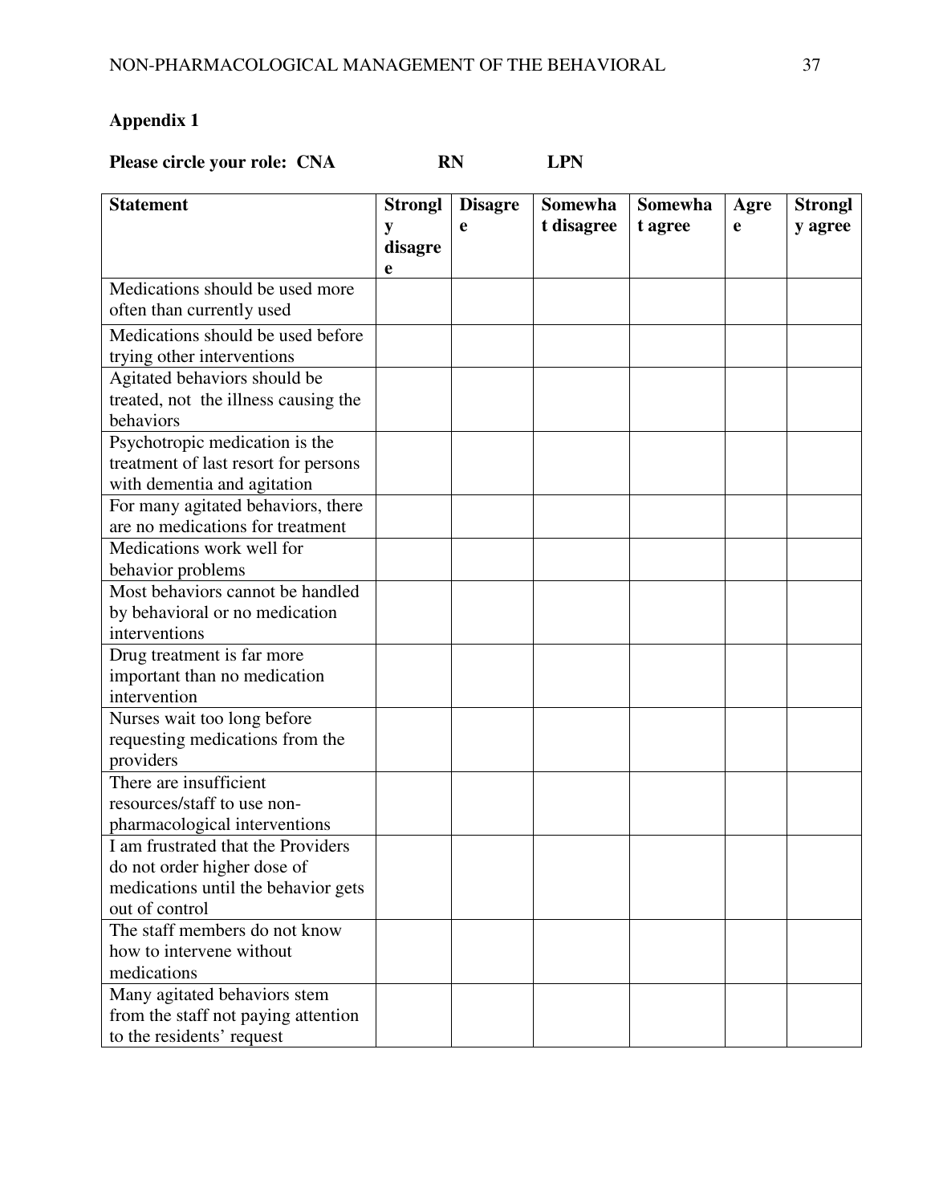## Appendix 1

**Please circle your role: CNA RN LPN**

| Statement | Strongly disagree | Disagree | Somewhat disagree | Somewhat agree | Agree | Strongly agree |
|---|---|---|---|---|---|---|
| Medications should be used more often than currently used | | | | | | |
| Medications should be used before trying other interventions | | | | | | |
| Agitated behaviors should be treated, not the illness causing the behaviors | | | | | | |
| Psychotropic medication is the treatment of last resort for persons with dementia and agitation | | | | | | |
| For many agitated behaviors, there are no medications for treatment | | | | | | |
| Medications work well for behavior problems | | | | | | |
| Most behaviors cannot be handled by behavioral or no medication interventions | | | | | | |
| Drug treatment is far more important than no medication intervention | | | | | | |
| Nurses wait too long before requesting medications from the providers | | | | | | |
| There are insufficient resources/staff to use non-pharmacological interventions | | | | | | |
| I am frustrated that the Providers do not order higher dose of medications until the behavior gets out of control | | | | | | |
| The staff members do not know how to intervene without medications | | | | | | |
| Many agitated behaviors stem from the staff not paying attention to the residents' request | | | | | | |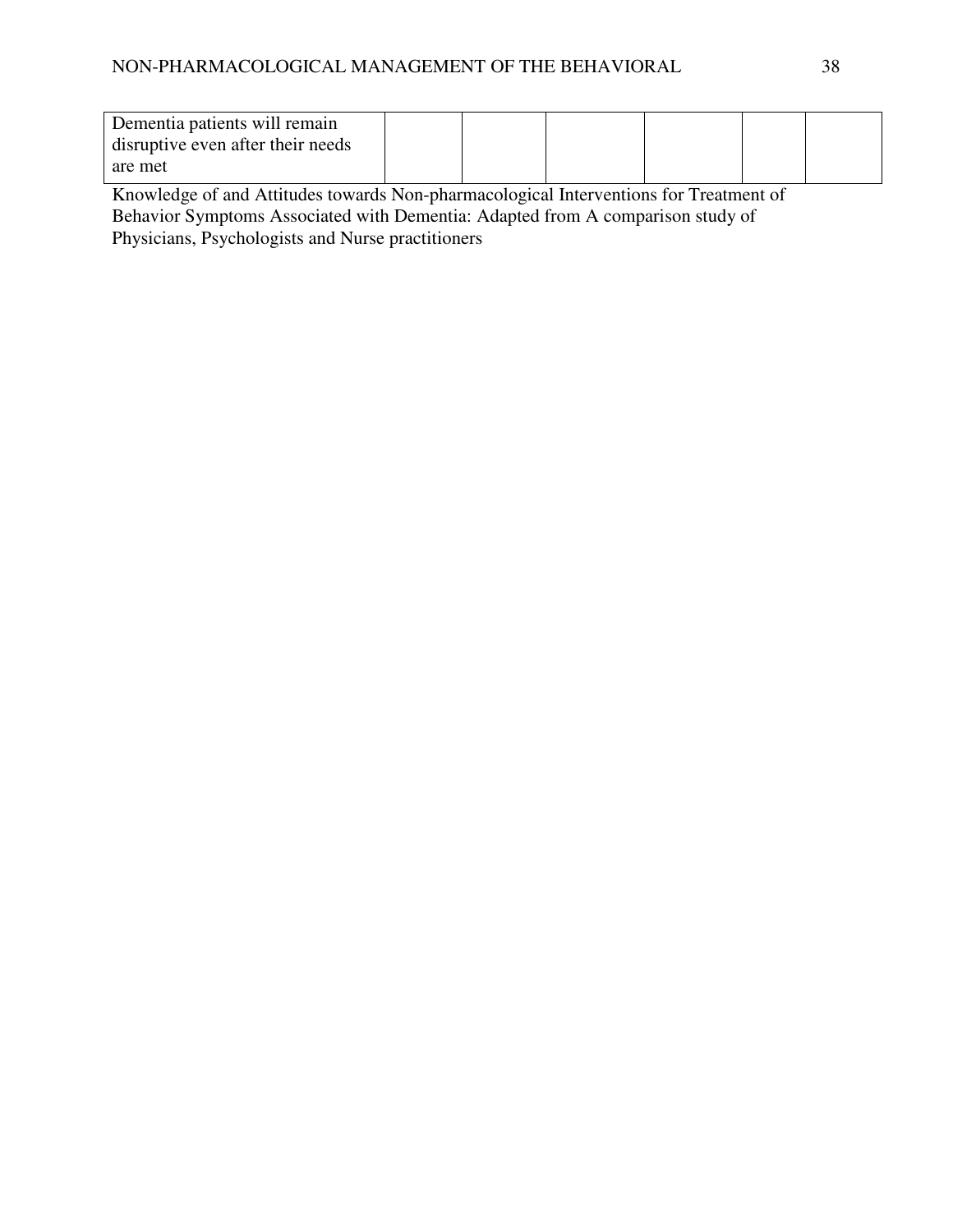| | | | | | | |
|---|---|---|---|---|---|---|
| Dementia patients will remain disruptive even after their needs are met | | | | | | |

Knowledge of and Attitudes towards Non-pharmacological Interventions for Treatment of Behavior Symptoms Associated with Dementia: Adapted from A comparison study of Physicians, Psychologists and Nurse practitioners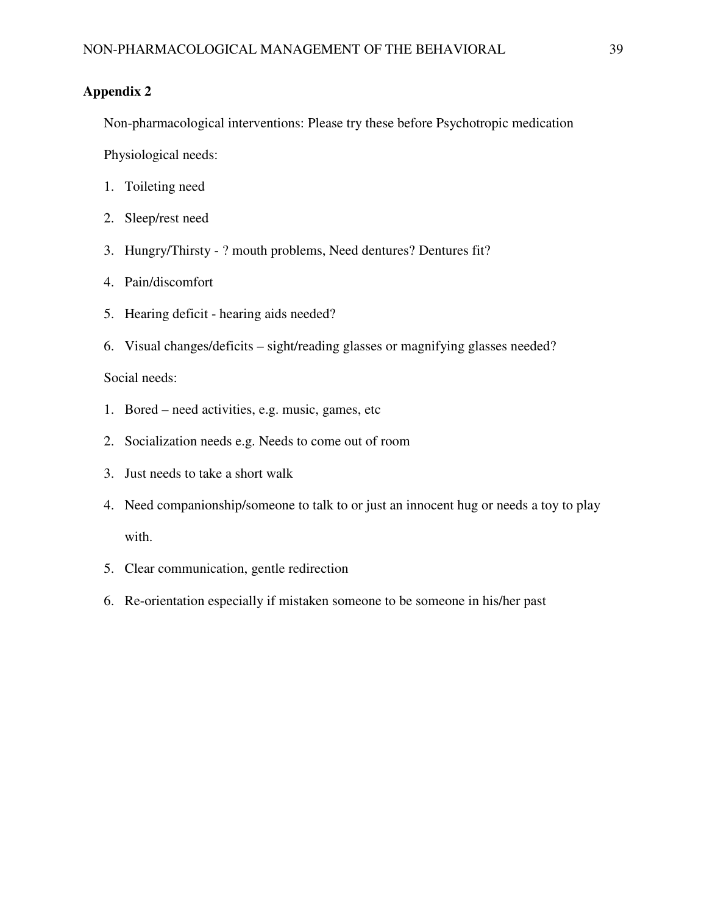## Appendix 2

Non-pharmacological interventions: Please try these before Psychotropic medication

Physiological needs:

1. Toileting need
2. Sleep/rest need
3. Hungry/Thirsty - ? mouth problems, Need dentures? Dentures fit?
4. Pain/discomfort
5. Hearing deficit - hearing aids needed?
6. Visual changes/deficits – sight/reading glasses or magnifying glasses needed?

Social needs:

1. Bored – need activities, e.g. music, games, etc
2. Socialization needs e.g. Needs to come out of room
3. Just needs to take a short walk
4. Need companionship/someone to talk to or just an innocent hug or needs a toy to play with.
5. Clear communication, gentle redirection
6. Re-orientation especially if mistaken someone to be someone in his/her past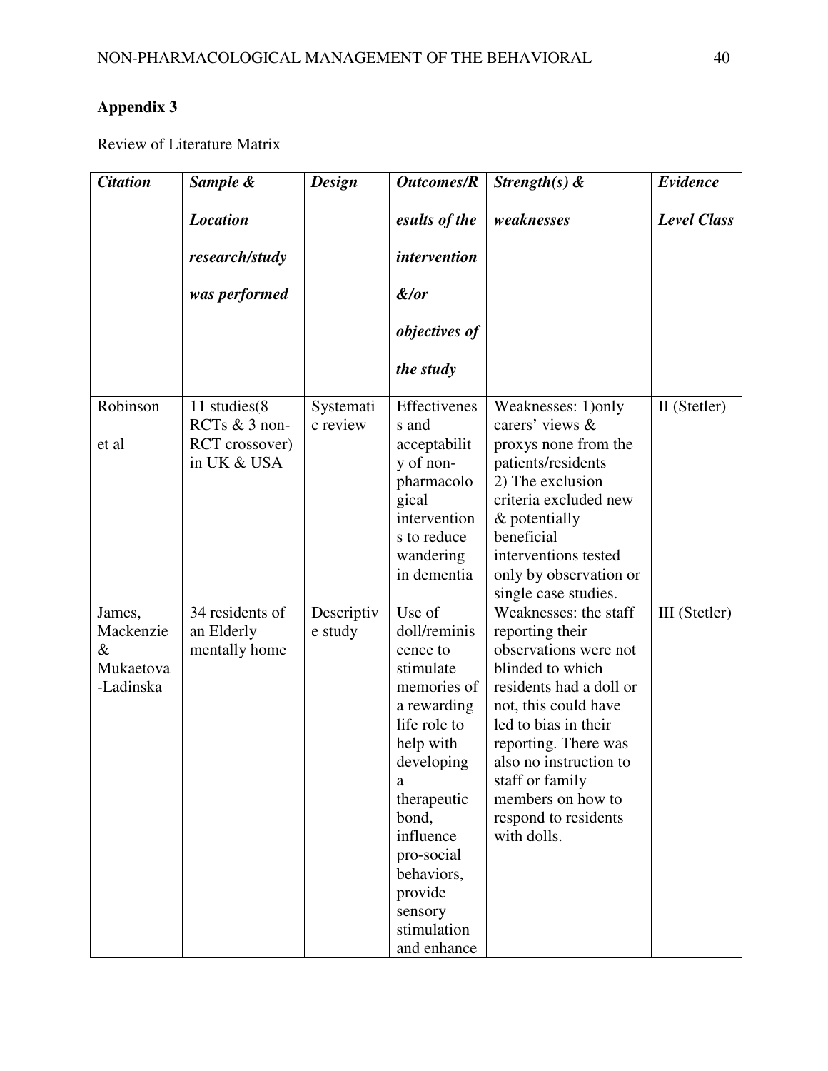## Appendix 3

Review of Literature Matrix

| *Citation* | *Sample & Location research/study was performed* | *Design* | *Outcomes/Results of the intervention &/or objectives of the study* | *Strength(s) & weaknesses* | *Evidence Level Class* |
|---|---|---|---|---|---|
| Robinson et al | 11 studies(8 RCTs & 3 non-RCT crossover) in UK & USA | Systematic review | Effectiveness and acceptability of non-pharmacological interventions to reduce wandering in dementia | Weaknesses: 1)only carers' views & proxys none from the patients/residents 2) The exclusion criteria excluded new & potentially beneficial interventions tested only by observation or single case studies. | II (Stetler) |
| James, Mackenzie & Mukaetova-Ladinska | 34 residents of an Elderly mentally home | Descriptive study | Use of doll/reminiscence to stimulate memories of a rewarding life role to help with developing a therapeutic bond, influence pro-social behaviors, provide sensory stimulation and enhance | Weaknesses: the staff reporting their observations were not blinded to which residents had a doll or not, this could have led to bias in their reporting. There was also no instruction to staff or family members on how to respond to residents with dolls. | III (Stetler) |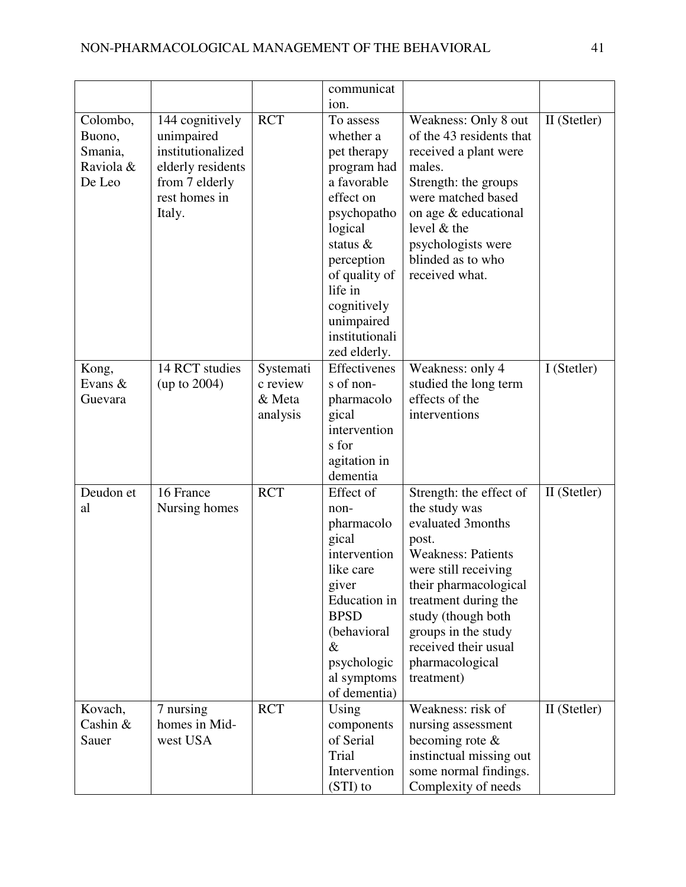| | | | communication. | | |
|---|---|---|---|---|---|
| Colombo, Buono, Smania, Raviola & De Leo | 144 cognitively unimpaired institutionalized elderly residents from 7 elderly rest homes in Italy. | RCT | To assess whether a pet therapy program had a favorable effect on psychopathological status & perception of quality of life in cognitively unimpaired institutionalized elderly. | Weakness: Only 8 out of the 43 residents that received a plant were males. Strength: the groups were matched based on age & educational level & the psychologists were blinded as to who received what. | II (Stetler) |
| Kong, Evans & Guevara | 14 RCT studies (up to 2004) | Systematic review & Meta analysis | Effectiveness of non-pharmacological interventions for agitation in dementia | Weakness: only 4 studied the long term effects of the interventions | I (Stetler) |
| Deudon et al | 16 France Nursing homes | RCT | Effect of non-pharmacological intervention like care giver Education in BPSD (behavioral & psychological symptoms of dementia) | Strength: the effect of the study was evaluated 3months post. Weakness: Patients were still receiving their pharmacological treatment during the study (though both groups in the study received their usual pharmacological treatment) | II (Stetler) |
| Kovach, Cashin & Sauer | 7 nursing homes in Mid-west USA | RCT | Using components of Serial Trial Intervention (STI) to | Weakness: risk of nursing assessment becoming rote & instinctual missing out some normal findings. Complexity of needs | II (Stetler) |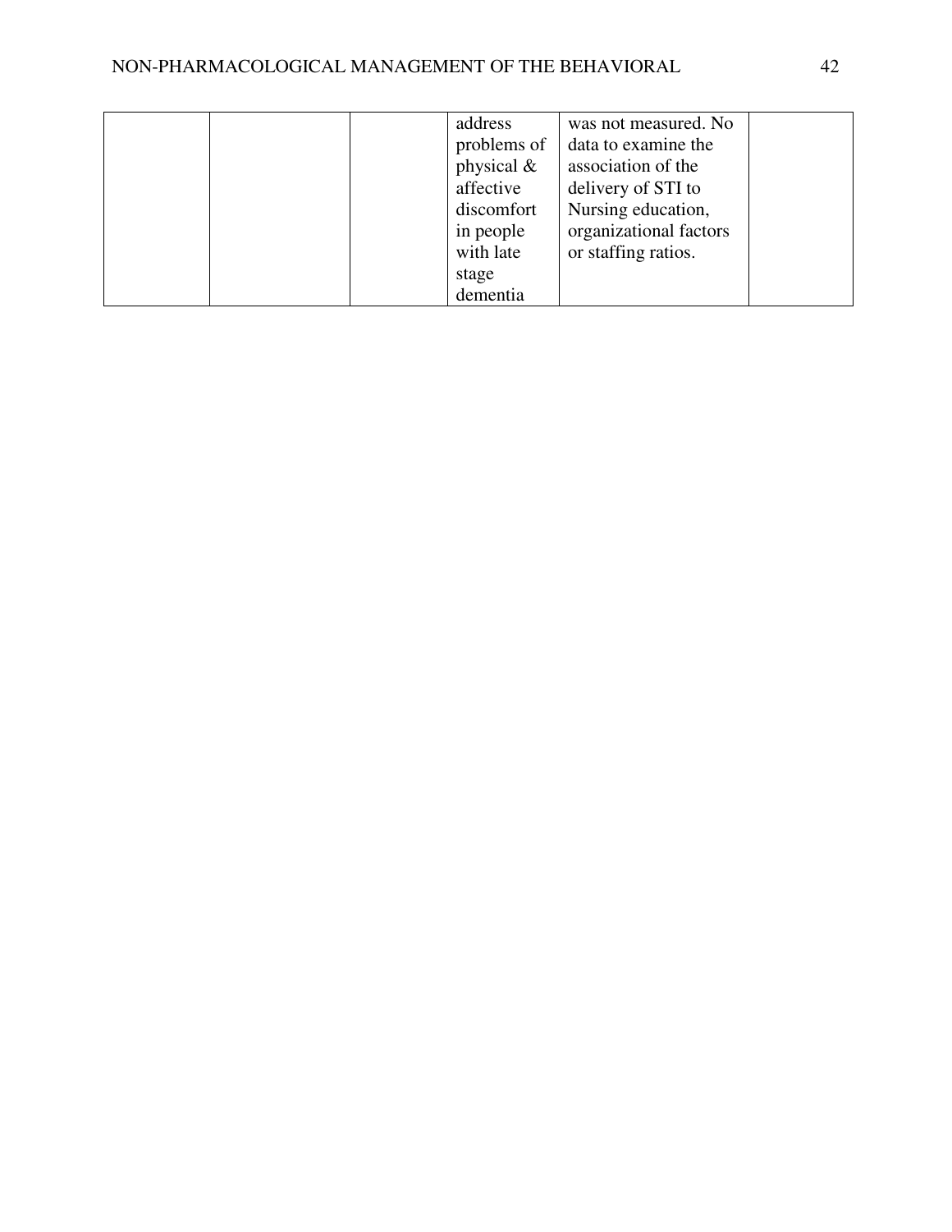|  |  |  |  |  |  |
|---|---|---|---|---|---|
|  |  |  | address problems of physical & affective discomfort in people with late stage dementia | was not measured. No data to examine the association of the delivery of STI to Nursing education, organizational factors or staffing ratios. |  |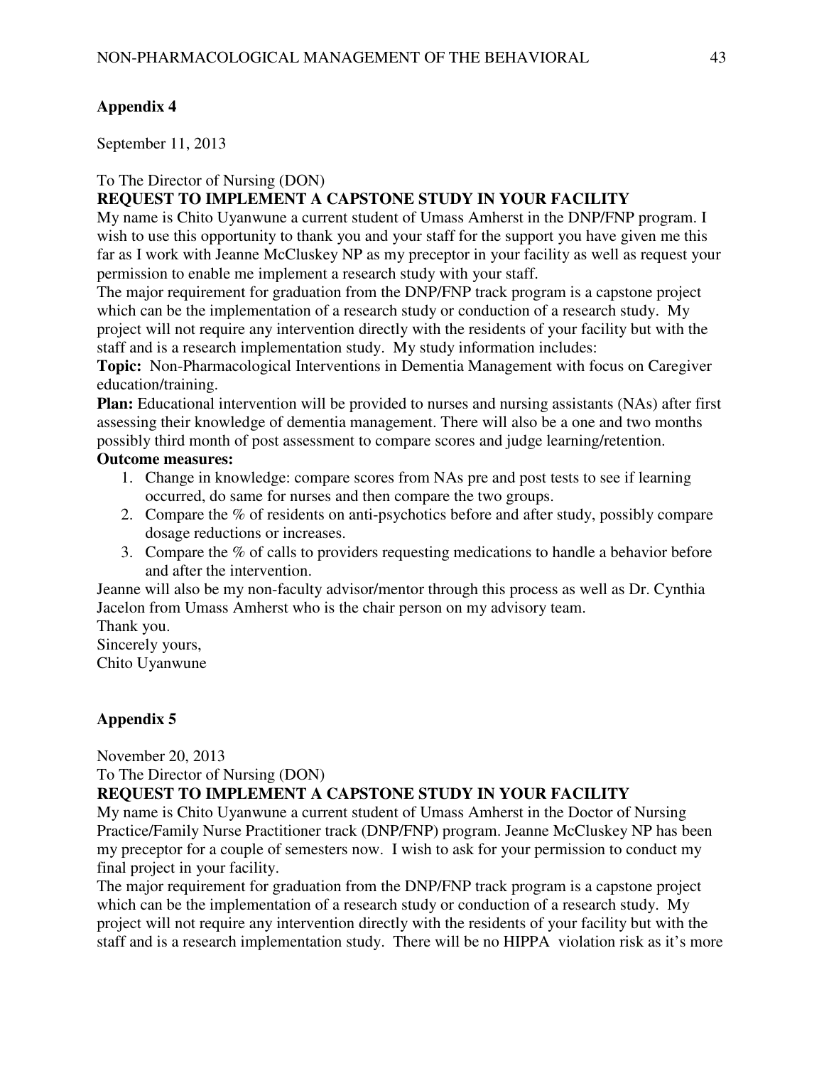## Appendix 4

September 11, 2013

To The Director of Nursing (DON)

**REQUEST TO IMPLEMENT A CAPSTONE STUDY IN YOUR FACILITY**

My name is Chito Uyanwune a current student of Umass Amherst in the DNP/FNP program. I wish to use this opportunity to thank you and your staff for the support you have given me this far as I work with Jeanne McCluskey NP as my preceptor in your facility as well as request your permission to enable me implement a research study with your staff.

The major requirement for graduation from the DNP/FNP track program is a capstone project which can be the implementation of a research study or conduction of a research study. My project will not require any intervention directly with the residents of your facility but with the staff and is a research implementation study. My study information includes:

**Topic:** Non-Pharmacological Interventions in Dementia Management with focus on Caregiver education/training.

**Plan:** Educational intervention will be provided to nurses and nursing assistants (NAs) after first assessing their knowledge of dementia management. There will also be a one and two months possibly third month of post assessment to compare scores and judge learning/retention.

**Outcome measures:**

1. Change in knowledge: compare scores from NAs pre and post tests to see if learning occurred, do same for nurses and then compare the two groups.
2. Compare the % of residents on anti-psychotics before and after study, possibly compare dosage reductions or increases.
3. Compare the % of calls to providers requesting medications to handle a behavior before and after the intervention.

Jeanne will also be my non-faculty advisor/mentor through this process as well as Dr. Cynthia Jacelon from Umass Amherst who is the chair person on my advisory team.

Thank you.

Sincerely yours,

Chito Uyanwune

## Appendix 5

November 20, 2013

To The Director of Nursing (DON)

**REQUEST TO IMPLEMENT A CAPSTONE STUDY IN YOUR FACILITY**

My name is Chito Uyanwune a current student of Umass Amherst in the Doctor of Nursing Practice/Family Nurse Practitioner track (DNP/FNP) program. Jeanne McCluskey NP has been my preceptor for a couple of semesters now. I wish to ask for your permission to conduct my final project in your facility.

The major requirement for graduation from the DNP/FNP track program is a capstone project which can be the implementation of a research study or conduction of a research study. My project will not require any intervention directly with the residents of your facility but with the staff and is a research implementation study. There will be no HIPPA violation risk as it's more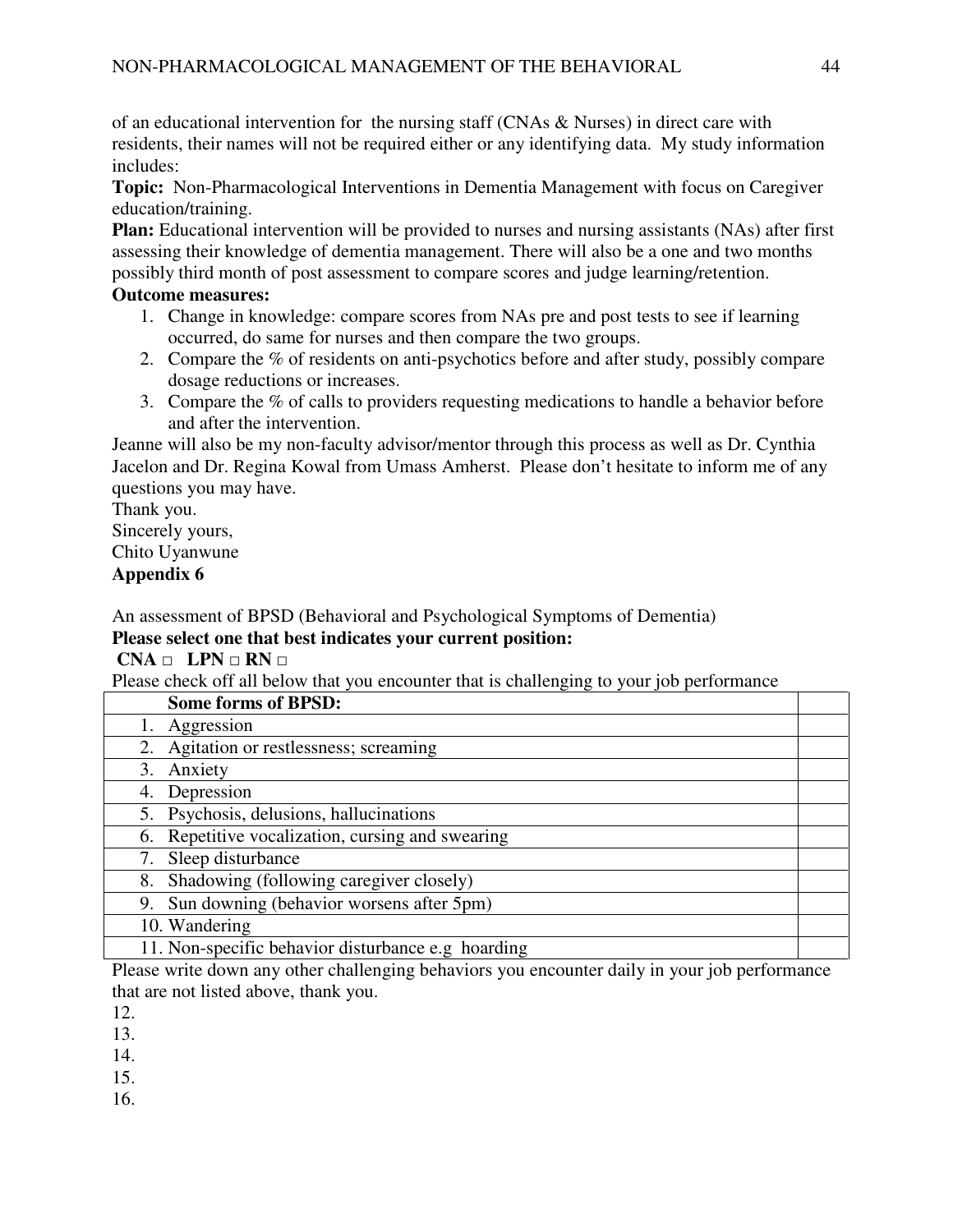of an educational intervention for the nursing staff (CNAs & Nurses) in direct care with residents, their names will not be required either or any identifying data. My study information includes:

**Topic:** Non-Pharmacological Interventions in Dementia Management with focus on Caregiver education/training.

**Plan:** Educational intervention will be provided to nurses and nursing assistants (NAs) after first assessing their knowledge of dementia management. There will also be a one and two months possibly third month of post assessment to compare scores and judge learning/retention.

**Outcome measures:**

1. Change in knowledge: compare scores from NAs pre and post tests to see if learning occurred, do same for nurses and then compare the two groups.
2. Compare the % of residents on anti-psychotics before and after study, possibly compare dosage reductions or increases.
3. Compare the % of calls to providers requesting medications to handle a behavior before and after the intervention.

Jeanne will also be my non-faculty advisor/mentor through this process as well as Dr. Cynthia Jacelon and Dr. Regina Kowal from Umass Amherst. Please don't hesitate to inform me of any questions you may have.

Thank you.

Sincerely yours,

Chito Uyanwune

**Appendix 6**

An assessment of BPSD (Behavioral and Psychological Symptoms of Dementia)

**Please select one that best indicates your current position:**

**CNA □ LPN □ RN □**

Please check off all below that you encounter that is challenging to your job performance

| **Some forms of BPSD:** | |
|---|---|
| 1. Aggression | |
| 2. Agitation or restlessness; screaming | |
| 3. Anxiety | |
| 4. Depression | |
| 5. Psychosis, delusions, hallucinations | |
| 6. Repetitive vocalization, cursing and swearing | |
| 7. Sleep disturbance | |
| 8. Shadowing (following caregiver closely) | |
| 9. Sun downing (behavior worsens after 5pm) | |
| 10. Wandering | |
| 11. Non-specific behavior disturbance e.g hoarding | |

Please write down any other challenging behaviors you encounter daily in your job performance that are not listed above, thank you.

12.

13.

14.

15.

16.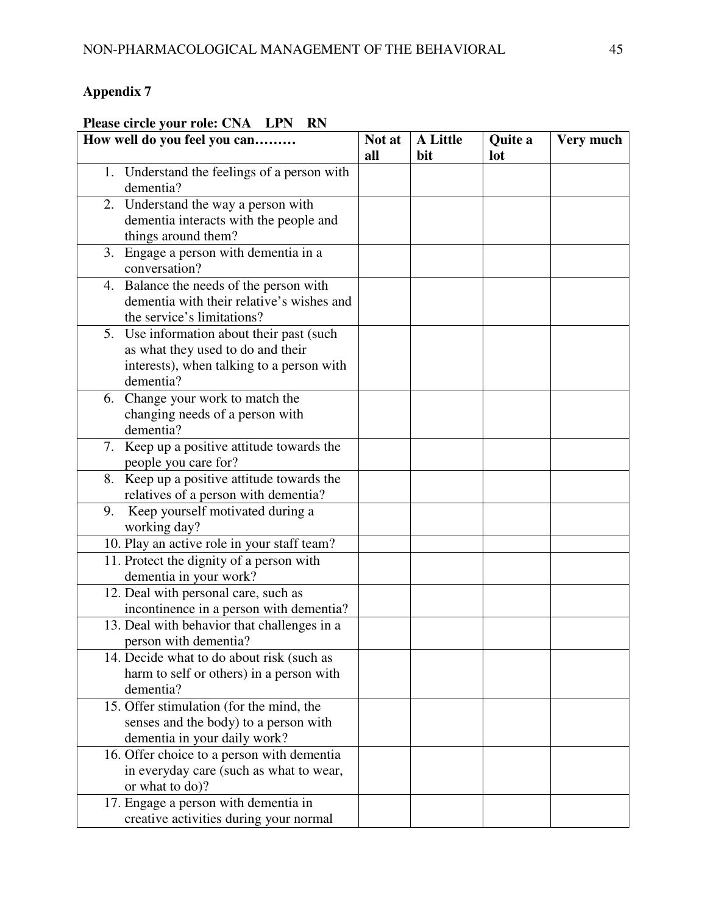## Appendix 7

**Please circle your role: CNA LPN RN**

| How well do you feel you can……… | Not at all | A Little bit | Quite a lot | Very much |
|---|---|---|---|---|
| 1. Understand the feelings of a person with dementia? | | | | |
| 2. Understand the way a person with dementia interacts with the people and things around them? | | | | |
| 3. Engage a person with dementia in a conversation? | | | | |
| 4. Balance the needs of the person with dementia with their relative's wishes and the service's limitations? | | | | |
| 5. Use information about their past (such as what they used to do and their interests), when talking to a person with dementia? | | | | |
| 6. Change your work to match the changing needs of a person with dementia? | | | | |
| 7. Keep up a positive attitude towards the people you care for? | | | | |
| 8. Keep up a positive attitude towards the relatives of a person with dementia? | | | | |
| 9. Keep yourself motivated during a working day? | | | | |
| 10. Play an active role in your staff team? | | | | |
| 11. Protect the dignity of a person with dementia in your work? | | | | |
| 12. Deal with personal care, such as incontinence in a person with dementia? | | | | |
| 13. Deal with behavior that challenges in a person with dementia? | | | | |
| 14. Decide what to do about risk (such as harm to self or others) in a person with dementia? | | | | |
| 15. Offer stimulation (for the mind, the senses and the body) to a person with dementia in your daily work? | | | | |
| 16. Offer choice to a person with dementia in everyday care (such as what to wear, or what to do)? | | | | |
| 17. Engage a person with dementia in creative activities during your normal | | | | |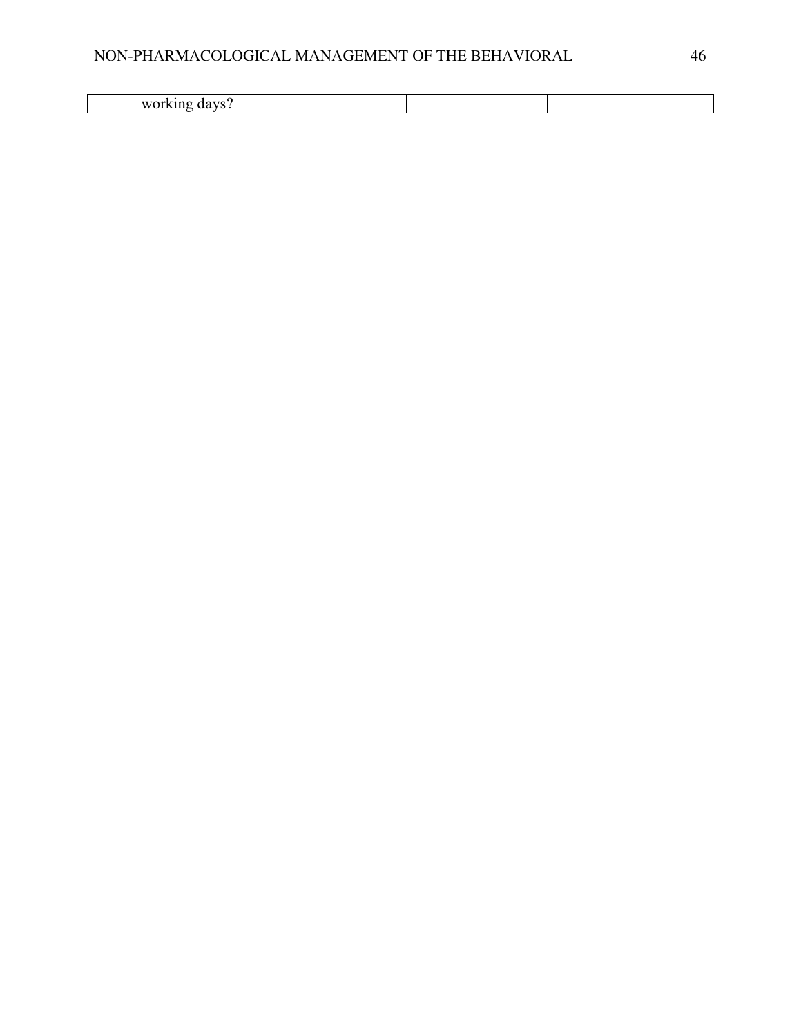| | | | | |
|---|---|---|---|---|
| working days? | | | | |